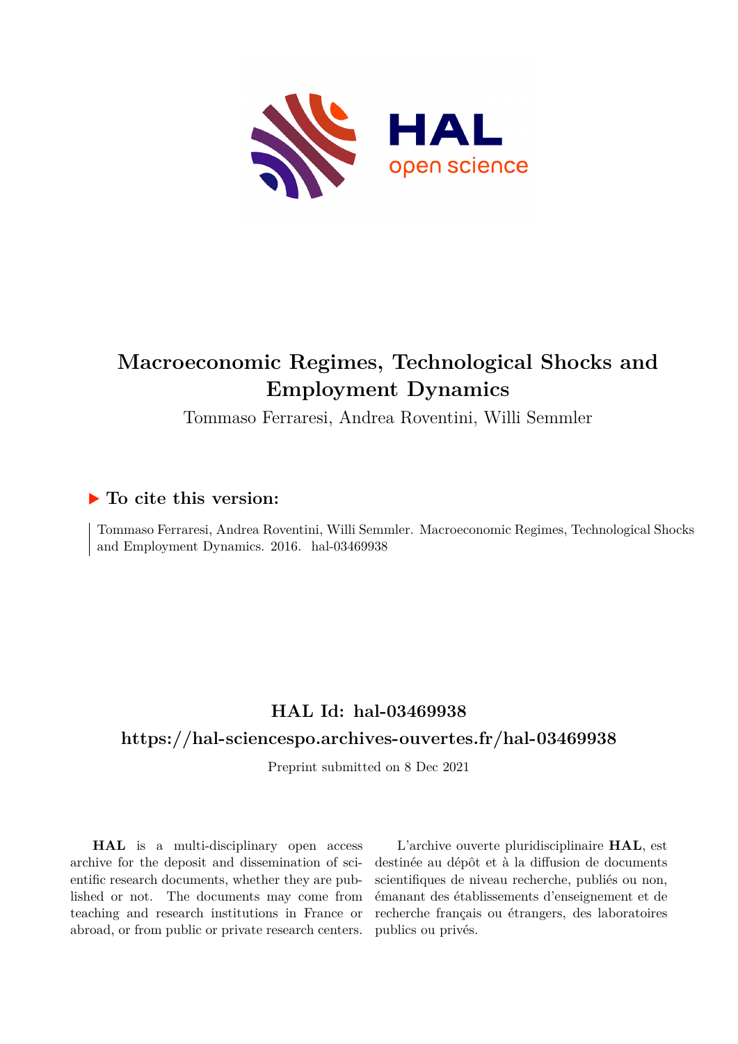# Macroeconomic Regimes, Technological Shocks and Employment Dynamics

Tommaso Ferraresi, Andrea Roventini, Willi Semmler

## ▶ To cite this version:

Tommaso Ferraresi, Andrea Roventini, Willi Semmler. Macroeconomic Regimes, Technological Shocks and Employment Dynamics. 2016. hal-03469938

## HAL Id: hal-03469938

## https://hal-sciencespo.archives-ouvertes.fr/hal-03469938

Preprint submitted on 8 Dec 2021

**HAL** is a multi-disciplinary open access archive for the deposit and dissemination of scientific research documents, whether they are published or not. The documents may come from teaching and research institutions in France or abroad, or from public or private research centers.

L'archive ouverte pluridisciplinaire **HAL**, est destinée au dépôt et à la diffusion de documents scientifiques de niveau recherche, publiés ou non, émanant des établissements d'enseignement et de recherche français ou étrangers, des laboratoires publics ou privés.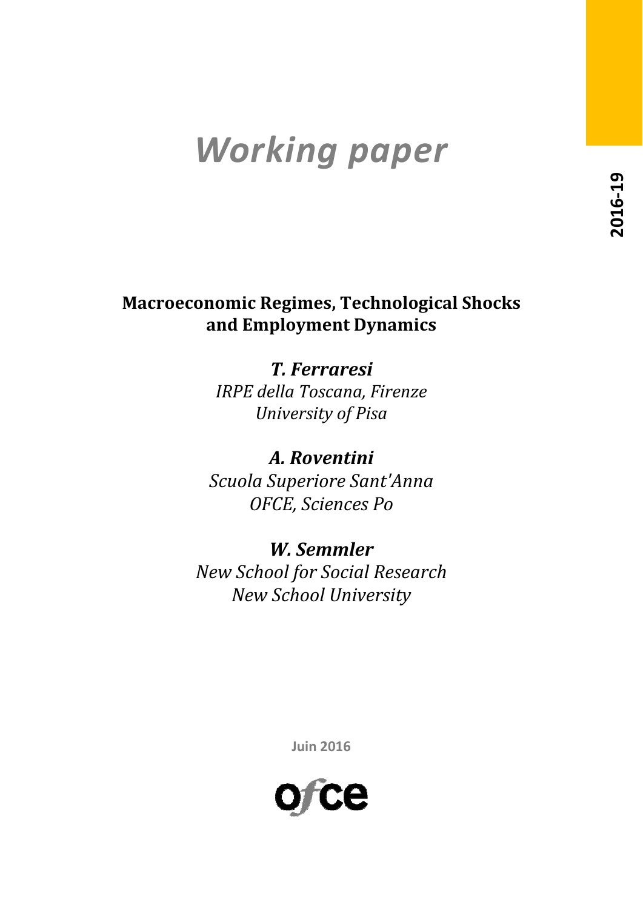# Working paper

2016-19

**Macroeconomic Regimes, Technological Shocks and Employment Dynamics**

***T. Ferraresi***
*IRPE della Toscana, Firenze*
*University of Pisa*

***A. Roventini***
*Scuola Superiore Sant'Anna*
*OFCE, Sciences Po*

***W. Semmler***
*New School for Social Research*
*New School University*

**Juin 2016**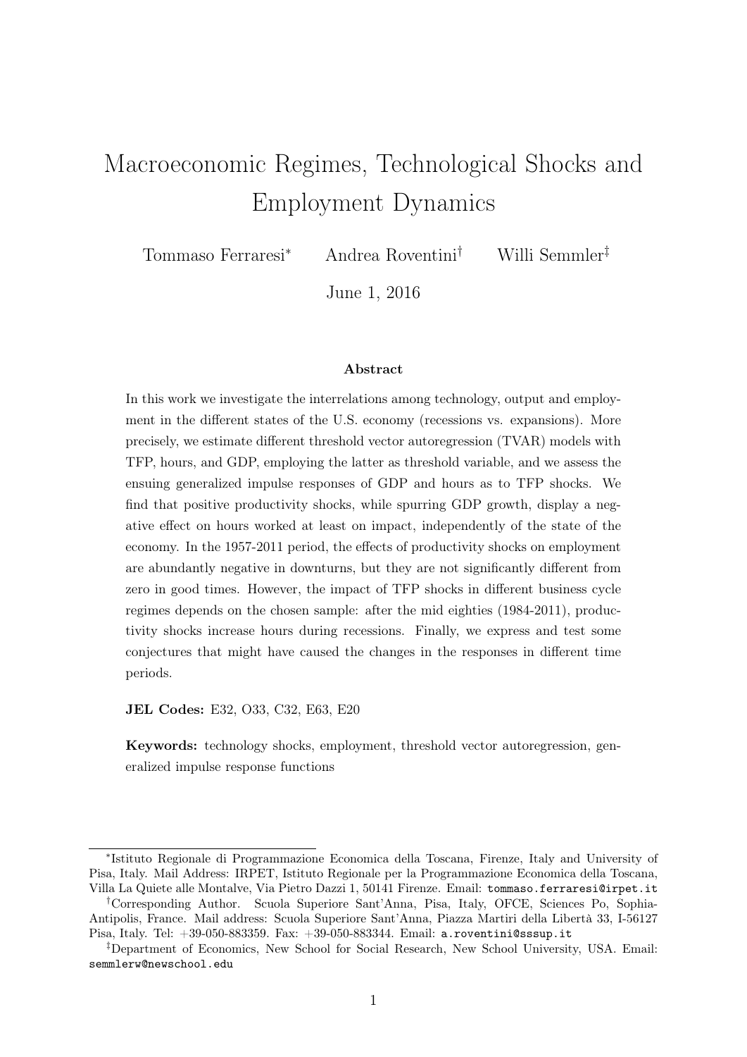# Macroeconomic Regimes, Technological Shocks and Employment Dynamics

Tommaso Ferraresi[*] Andrea Roventini[†] Willi Semmler[‡]

June 1, 2016

### Abstract

In this work we investigate the interrelations among technology, output and employment in the different states of the U.S. economy (recessions vs. expansions). More precisely, we estimate different threshold vector autoregression (TVAR) models with TFP, hours, and GDP, employing the latter as threshold variable, and we assess the ensuing generalized impulse responses of GDP and hours as to TFP shocks. We find that positive productivity shocks, while spurring GDP growth, display a negative effect on hours worked at least on impact, independently of the state of the economy. In the 1957-2011 period, the effects of productivity shocks on employment are abundantly negative in downturns, but they are not significantly different from zero in good times. However, the impact of TFP shocks in different business cycle regimes depends on the chosen sample: after the mid eighties (1984-2011), productivity shocks increase hours during recessions. Finally, we express and test some conjectures that might have caused the changes in the responses in different time periods.

**JEL Codes:** E32, O33, C32, E63, E20

**Keywords:** technology shocks, employment, threshold vector autoregression, generalized impulse response functions

---

[*]Istituto Regionale di Programmazione Economica della Toscana, Firenze, Italy and University of Pisa, Italy. Mail Address: IRPET, Istituto Regionale per la Programmazione Economica della Toscana, Villa La Quiete alle Montalve, Via Pietro Dazzi 1, 50141 Firenze. Email: tommaso.ferraresi@irpet.it

[†]Corresponding Author. Scuola Superiore Sant'Anna, Pisa, Italy, OFCE, Sciences Po, Sophia-Antipolis, France. Mail address: Scuola Superiore Sant'Anna, Piazza Martiri della Libertà 33, I-56127 Pisa, Italy. Tel: +39-050-883359. Fax: +39-050-883344. Email: a.roventini@sssup.it

[‡]Department of Economics, New School for Social Research, New School University, USA. Email: semmlerw@newschool.edu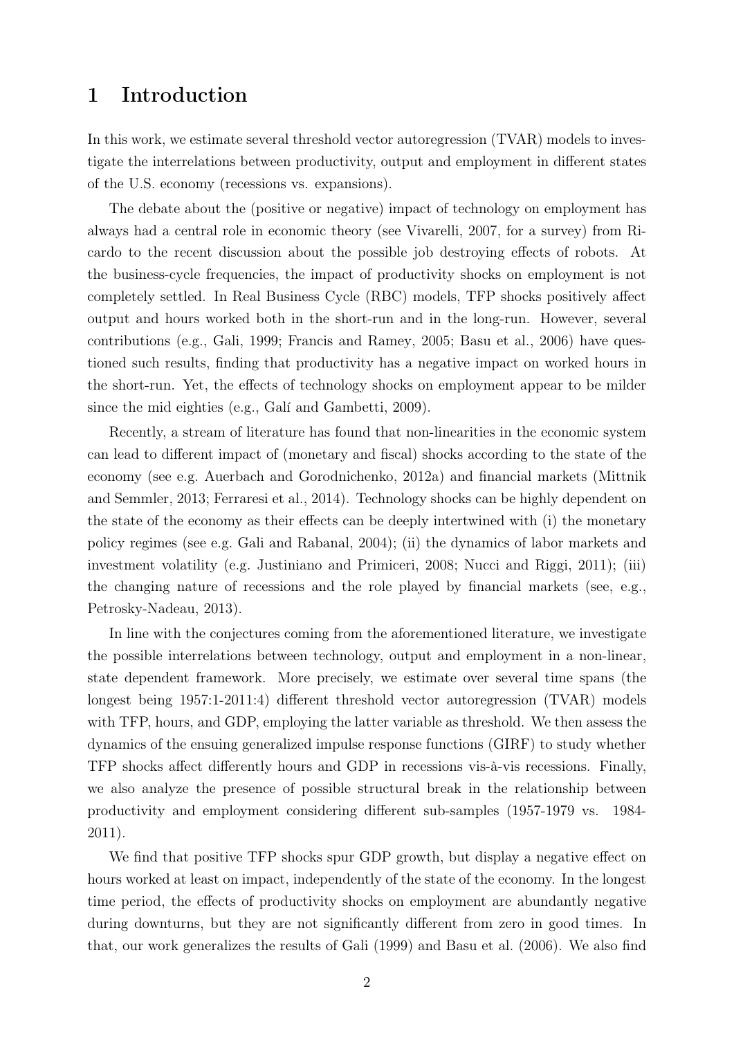# 1 Introduction

In this work, we estimate several threshold vector autoregression (TVAR) models to investigate the interrelations between productivity, output and employment in different states of the U.S. economy (recessions vs. expansions).

The debate about the (positive or negative) impact of technology on employment has always had a central role in economic theory (see Vivarelli, 2007, for a survey) from Ricardo to the recent discussion about the possible job destroying effects of robots. At the business-cycle frequencies, the impact of productivity shocks on employment is not completely settled. In Real Business Cycle (RBC) models, TFP shocks positively affect output and hours worked both in the short-run and in the long-run. However, several contributions (e.g., Gali, 1999; Francis and Ramey, 2005; Basu et al., 2006) have questioned such results, finding that productivity has a negative impact on worked hours in the short-run. Yet, the effects of technology shocks on employment appear to be milder since the mid eighties (e.g., Galí and Gambetti, 2009).

Recently, a stream of literature has found that non-linearities in the economic system can lead to different impact of (monetary and fiscal) shocks according to the state of the economy (see e.g. Auerbach and Gorodnichenko, 2012a) and financial markets (Mittnik and Semmler, 2013; Ferraresi et al., 2014). Technology shocks can be highly dependent on the state of the economy as their effects can be deeply intertwined with (i) the monetary policy regimes (see e.g. Gali and Rabanal, 2004); (ii) the dynamics of labor markets and investment volatility (e.g. Justiniano and Primiceri, 2008; Nucci and Riggi, 2011); (iii) the changing nature of recessions and the role played by financial markets (see, e.g., Petrosky-Nadeau, 2013).

In line with the conjectures coming from the aforementioned literature, we investigate the possible interrelations between technology, output and employment in a non-linear, state dependent framework. More precisely, we estimate over several time spans (the longest being 1957:1-2011:4) different threshold vector autoregression (TVAR) models with TFP, hours, and GDP, employing the latter variable as threshold. We then assess the dynamics of the ensuing generalized impulse response functions (GIRF) to study whether TFP shocks affect differently hours and GDP in recessions vis-à-vis recessions. Finally, we also analyze the presence of possible structural break in the relationship between productivity and employment considering different sub-samples (1957-1979 vs. 1984-2011).

We find that positive TFP shocks spur GDP growth, but display a negative effect on hours worked at least on impact, independently of the state of the economy. In the longest time period, the effects of productivity shocks on employment are abundantly negative during downturns, but they are not significantly different from zero in good times. In that, our work generalizes the results of Gali (1999) and Basu et al. (2006). We also find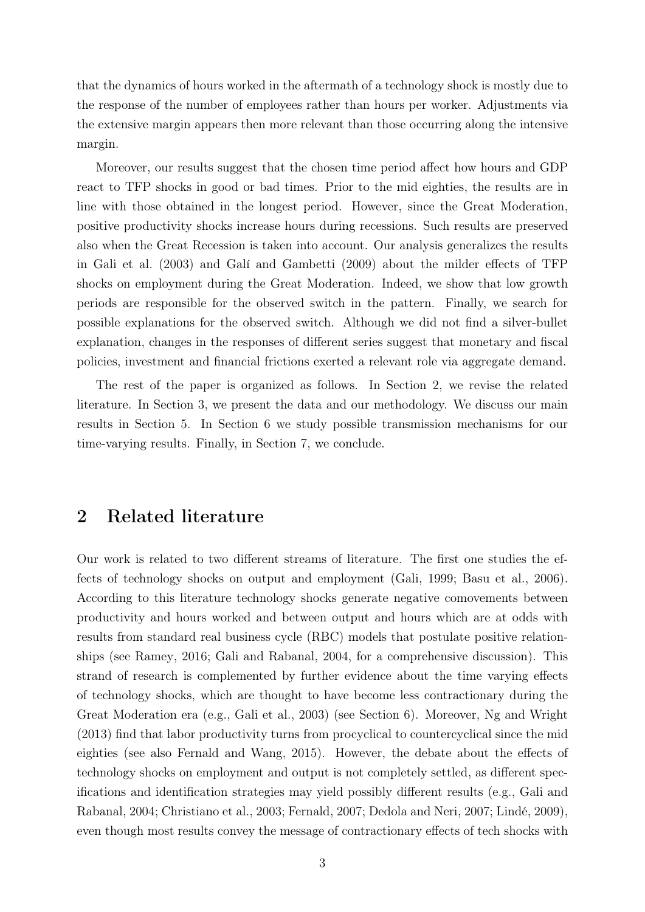that the dynamics of hours worked in the aftermath of a technology shock is mostly due to the response of the number of employees rather than hours per worker. Adjustments via the extensive margin appears then more relevant than those occurring along the intensive margin.

Moreover, our results suggest that the chosen time period affect how hours and GDP react to TFP shocks in good or bad times. Prior to the mid eighties, the results are in line with those obtained in the longest period. However, since the Great Moderation, positive productivity shocks increase hours during recessions. Such results are preserved also when the Great Recession is taken into account. Our analysis generalizes the results in Gali et al. (2003) and Galí and Gambetti (2009) about the milder effects of TFP shocks on employment during the Great Moderation. Indeed, we show that low growth periods are responsible for the observed switch in the pattern. Finally, we search for possible explanations for the observed switch. Although we did not find a silver-bullet explanation, changes in the responses of different series suggest that monetary and fiscal policies, investment and financial frictions exerted a relevant role via aggregate demand.

The rest of the paper is organized as follows. In Section 2, we revise the related literature. In Section 3, we present the data and our methodology. We discuss our main results in Section 5. In Section 6 we study possible transmission mechanisms for our time-varying results. Finally, in Section 7, we conclude.

## 2 Related literature

Our work is related to two different streams of literature. The first one studies the effects of technology shocks on output and employment (Gali, 1999; Basu et al., 2006). According to this literature technology shocks generate negative comovements between productivity and hours worked and between output and hours which are at odds with results from standard real business cycle (RBC) models that postulate positive relationships (see Ramey, 2016; Gali and Rabanal, 2004, for a comprehensive discussion). This strand of research is complemented by further evidence about the time varying effects of technology shocks, which are thought to have become less contractionary during the Great Moderation era (e.g., Gali et al., 2003) (see Section 6). Moreover, Ng and Wright (2013) find that labor productivity turns from procyclical to countercyclical since the mid eighties (see also Fernald and Wang, 2015). However, the debate about the effects of technology shocks on employment and output is not completely settled, as different specifications and identification strategies may yield possibly different results (e.g., Gali and Rabanal, 2004; Christiano et al., 2003; Fernald, 2007; Dedola and Neri, 2007; Lindé, 2009), even though most results convey the message of contractionary effects of tech shocks with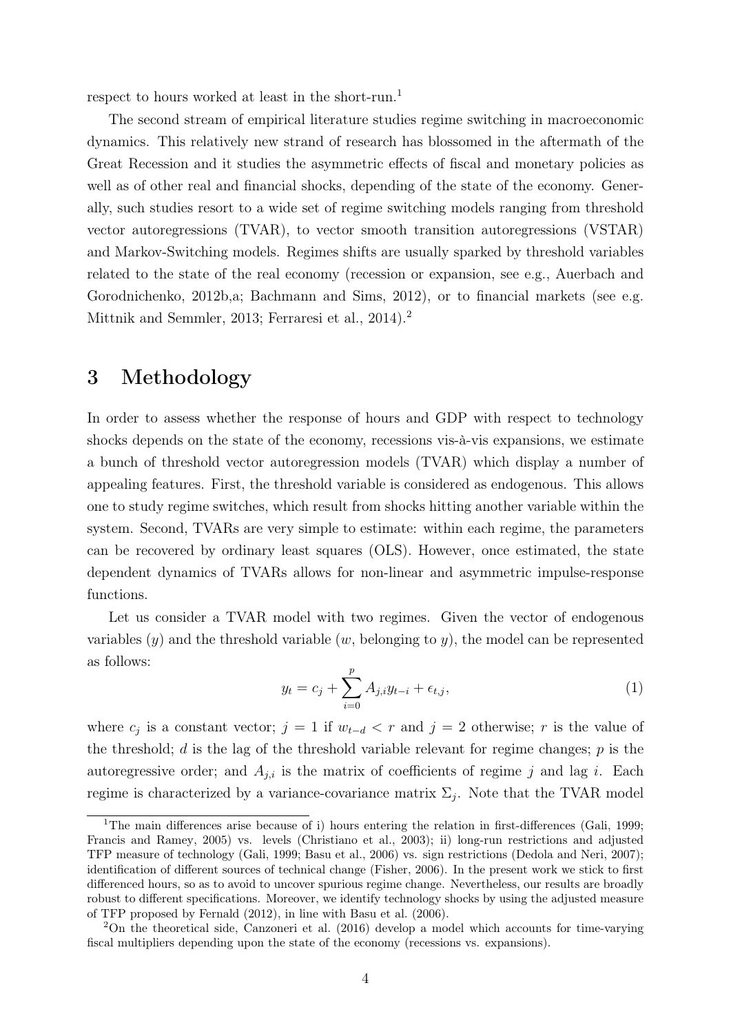respect to hours worked at least in the short-run.[1]

The second stream of empirical literature studies regime switching in macroeconomic dynamics. This relatively new strand of research has blossomed in the aftermath of the Great Recession and it studies the asymmetric effects of fiscal and monetary policies as well as of other real and financial shocks, depending of the state of the economy. Generally, such studies resort to a wide set of regime switching models ranging from threshold vector autoregressions (TVAR), to vector smooth transition autoregressions (VSTAR) and Markov-Switching models. Regimes shifts are usually sparked by threshold variables related to the state of the real economy (recession or expansion, see e.g., Auerbach and Gorodnichenko, 2012b,a; Bachmann and Sims, 2012), or to financial markets (see e.g. Mittnik and Semmler, 2013; Ferraresi et al., 2014).[2]

# 3 Methodology

In order to assess whether the response of hours and GDP with respect to technology shocks depends on the state of the economy, recessions vis-à-vis expansions, we estimate a bunch of threshold vector autoregression models (TVAR) which display a number of appealing features. First, the threshold variable is considered as endogenous. This allows one to study regime switches, which result from shocks hitting another variable within the system. Second, TVARs are very simple to estimate: within each regime, the parameters can be recovered by ordinary least squares (OLS). However, once estimated, the state dependent dynamics of TVARs allows for non-linear and asymmetric impulse-response functions.

Let us consider a TVAR model with two regimes. Given the vector of endogenous variables ($y$) and the threshold variable ($w$, belonging to $y$), the model can be represented as follows:

$$y_t = c_j + \sum_{i=0}^{p} A_{j,i} y_{t-i} + \epsilon_{t,j}, \tag{1}$$

where $c_j$ is a constant vector; $j = 1$ if $w_{t-d} < r$ and $j = 2$ otherwise; $r$ is the value of the threshold; $d$ is the lag of the threshold variable relevant for regime changes; $p$ is the autoregressive order; and $A_{j,i}$ is the matrix of coefficients of regime $j$ and lag $i$. Each regime is characterized by a variance-covariance matrix $\Sigma_j$. Note that the TVAR model

[1] The main differences arise because of i) hours entering the relation in first-differences (Gali, 1999; Francis and Ramey, 2005) vs. levels (Christiano et al., 2003); ii) long-run restrictions and adjusted TFP measure of technology (Gali, 1999; Basu et al., 2006) vs. sign restrictions (Dedola and Neri, 2007); identification of different sources of technical change (Fisher, 2006). In the present work we stick to first differenced hours, so as to avoid to uncover spurious regime change. Nevertheless, our results are broadly robust to different specifications. Moreover, we identify technology shocks by using the adjusted measure of TFP proposed by Fernald (2012), in line with Basu et al. (2006).

[2] On the theoretical side, Canzoneri et al. (2016) develop a model which accounts for time-varying fiscal multipliers depending upon the state of the economy (recessions vs. expansions).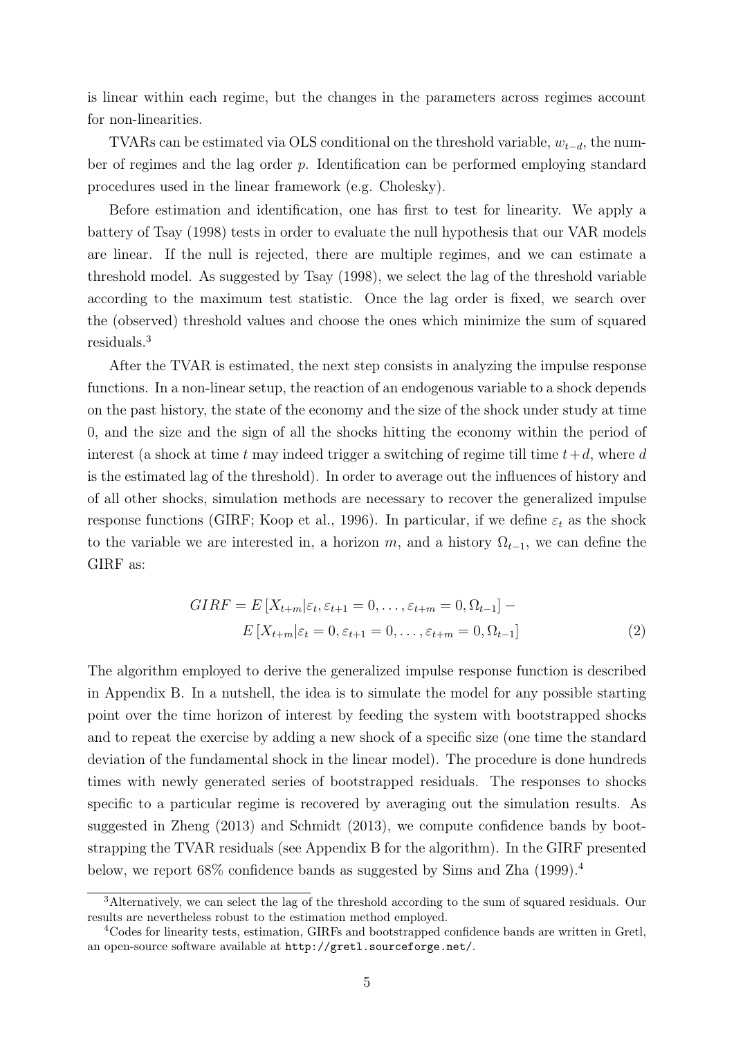is linear within each regime, but the changes in the parameters across regimes account for non-linearities.

TVARs can be estimated via OLS conditional on the threshold variable, $w_{t-d}$, the number of regimes and the lag order $p$. Identification can be performed employing standard procedures used in the linear framework (e.g. Cholesky).

Before estimation and identification, one has first to test for linearity. We apply a battery of Tsay (1998) tests in order to evaluate the null hypothesis that our VAR models are linear. If the null is rejected, there are multiple regimes, and we can estimate a threshold model. As suggested by Tsay (1998), we select the lag of the threshold variable according to the maximum test statistic. Once the lag order is fixed, we search over the (observed) threshold values and choose the ones which minimize the sum of squared residuals.[3]

After the TVAR is estimated, the next step consists in analyzing the impulse response functions. In a non-linear setup, the reaction of an endogenous variable to a shock depends on the past history, the state of the economy and the size of the shock under study at time 0, and the size and the sign of all the shocks hitting the economy within the period of interest (a shock at time $t$ may indeed trigger a switching of regime till time $t+d$, where $d$ is the estimated lag of the threshold). In order to average out the influences of history and of all other shocks, simulation methods are necessary to recover the generalized impulse response functions (GIRF; Koop et al., 1996). In particular, if we define $\varepsilon_t$ as the shock to the variable we are interested in, a horizon $m$, and a history $\Omega_{t-1}$, we can define the GIRF as:

$$
\begin{aligned}
GIRF = & \; E\left[X_{t+m} | \varepsilon_t, \varepsilon_{t+1} = 0, \ldots, \varepsilon_{t+m} = 0, \Omega_{t-1}\right] - \\
& \; E\left[X_{t+m} | \varepsilon_t = 0, \varepsilon_{t+1} = 0, \ldots, \varepsilon_{t+m} = 0, \Omega_{t-1}\right] \qquad (2)
\end{aligned}
$$

The algorithm employed to derive the generalized impulse response function is described in Appendix B. In a nutshell, the idea is to simulate the model for any possible starting point over the time horizon of interest by feeding the system with bootstrapped shocks and to repeat the exercise by adding a new shock of a specific size (one time the standard deviation of the fundamental shock in the linear model). The procedure is done hundreds times with newly generated series of bootstrapped residuals. The responses to shocks specific to a particular regime is recovered by averaging out the simulation results. As suggested in Zheng (2013) and Schmidt (2013), we compute confidence bands by bootstrapping the TVAR residuals (see Appendix B for the algorithm). In the GIRF presented below, we report 68% confidence bands as suggested by Sims and Zha (1999).[4]

---

[3] Alternatively, we can select the lag of the threshold according to the sum of squared residuals. Our results are nevertheless robust to the estimation method employed.

[4] Codes for linearity tests, estimation, GIRFs and bootstrapped confidence bands are written in Gretl, an open-source software available at `http://gretl.sourceforge.net/`.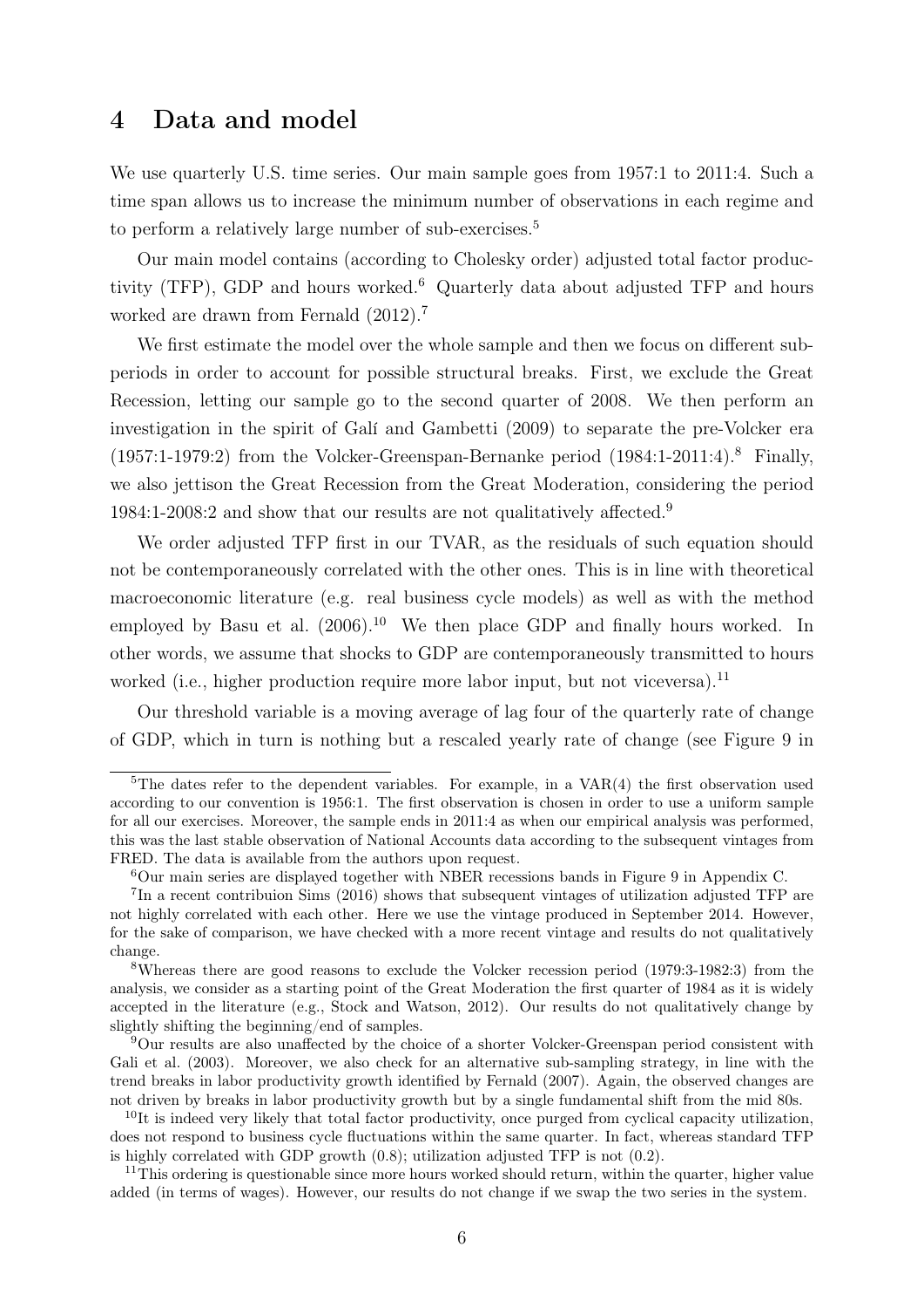## 4 Data and model

We use quarterly U.S. time series. Our main sample goes from 1957:1 to 2011:4. Such a time span allows us to increase the minimum number of observations in each regime and to perform a relatively large number of sub-exercises.[5]

Our main model contains (according to Cholesky order) adjusted total factor productivity (TFP), GDP and hours worked.[6] Quarterly data about adjusted TFP and hours worked are drawn from Fernald (2012).[7]

We first estimate the model over the whole sample and then we focus on different subperiods in order to account for possible structural breaks. First, we exclude the Great Recession, letting our sample go to the second quarter of 2008. We then perform an investigation in the spirit of Galí and Gambetti (2009) to separate the pre-Volcker era (1957:1-1979:2) from the Volcker-Greenspan-Bernanke period (1984:1-2011:4).[8] Finally, we also jettison the Great Recession from the Great Moderation, considering the period 1984:1-2008:2 and show that our results are not qualitatively affected.[9]

We order adjusted TFP first in our TVAR, as the residuals of such equation should not be contemporaneously correlated with the other ones. This is in line with theoretical macroeconomic literature (e.g. real business cycle models) as well as with the method employed by Basu et al. (2006).[10] We then place GDP and finally hours worked. In other words, we assume that shocks to GDP are contemporaneously transmitted to hours worked (i.e., higher production require more labor input, but not viceversa).[11]

Our threshold variable is a moving average of lag four of the quarterly rate of change of GDP, which in turn is nothing but a rescaled yearly rate of change (see Figure 9 in

---

[5] The dates refer to the dependent variables. For example, in a VAR(4) the first observation used according to our convention is 1956:1. The first observation is chosen in order to use a uniform sample for all our exercises. Moreover, the sample ends in 2011:4 as when our empirical analysis was performed, this was the last stable observation of National Accounts data according to the subsequent vintages from FRED. The data is available from the authors upon request.

[6] Our main series are displayed together with NBER recessions bands in Figure 9 in Appendix C.

[7] In a recent contribuion Sims (2016) shows that subsequent vintages of utilization adjusted TFP are not highly correlated with each other. Here we use the vintage produced in September 2014. However, for the sake of comparison, we have checked with a more recent vintage and results do not qualitatively change.

[8] Whereas there are good reasons to exclude the Volcker recession period (1979:3-1982:3) from the analysis, we consider as a starting point of the Great Moderation the first quarter of 1984 as it is widely accepted in the literature (e.g., Stock and Watson, 2012). Our results do not qualitatively change by slightly shifting the beginning/end of samples.

[9] Our results are also unaffected by the choice of a shorter Volcker-Greenspan period consistent with Gali et al. (2003). Moreover, we also check for an alternative sub-sampling strategy, in line with the trend breaks in labor productivity growth identified by Fernald (2007). Again, the observed changes are not driven by breaks in labor productivity growth but by a single fundamental shift from the mid 80s.

[10] It is indeed very likely that total factor productivity, once purged from cyclical capacity utilization, does not respond to business cycle fluctuations within the same quarter. In fact, whereas standard TFP is highly correlated with GDP growth (0.8); utilization adjusted TFP is not (0.2).

[11] This ordering is questionable since more hours worked should return, within the quarter, higher value added (in terms of wages). However, our results do not change if we swap the two series in the system.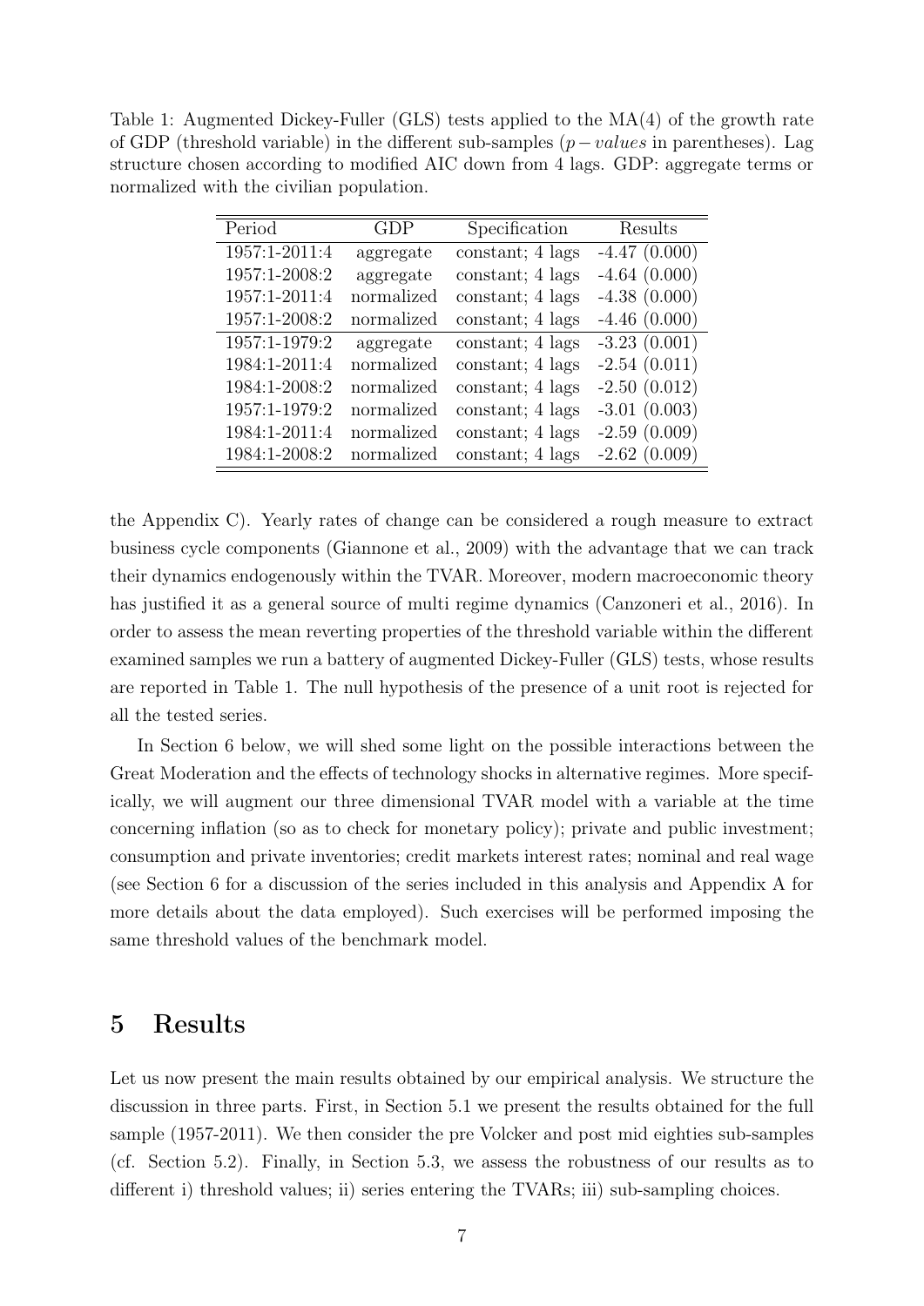Table 1: Augmented Dickey-Fuller (GLS) tests applied to the MA(4) of the growth rate of GDP (threshold variable) in the different sub-samples ($p-values$ in parentheses). Lag structure chosen according to modified AIC down from 4 lags. GDP: aggregate terms or normalized with the civilian population.

| Period | GDP | Specification | Results |
|---|---|---|---|
| 1957:1-2011:4 | aggregate | constant; 4 lags | -4.47 (0.000) |
| 1957:1-2008:2 | aggregate | constant; 4 lags | -4.64 (0.000) |
| 1957:1-2011:4 | normalized | constant; 4 lags | -4.38 (0.000) |
| 1957:1-2008:2 | normalized | constant; 4 lags | -4.46 (0.000) |
| 1957:1-1979:2 | aggregate | constant; 4 lags | -3.23 (0.001) |
| 1984:1-2011:4 | normalized | constant; 4 lags | -2.54 (0.011) |
| 1984:1-2008:2 | normalized | constant; 4 lags | -2.50 (0.012) |
| 1957:1-1979:2 | normalized | constant; 4 lags | -3.01 (0.003) |
| 1984:1-2011:4 | normalized | constant; 4 lags | -2.59 (0.009) |
| 1984:1-2008:2 | normalized | constant; 4 lags | -2.62 (0.009) |

the Appendix C). Yearly rates of change can be considered a rough measure to extract business cycle components (Giannone et al., 2009) with the advantage that we can track their dynamics endogenously within the TVAR. Moreover, modern macroeconomic theory has justified it as a general source of multi regime dynamics (Canzoneri et al., 2016). In order to assess the mean reverting properties of the threshold variable within the different examined samples we run a battery of augmented Dickey-Fuller (GLS) tests, whose results are reported in Table 1. The null hypothesis of the presence of a unit root is rejected for all the tested series.

In Section 6 below, we will shed some light on the possible interactions between the Great Moderation and the effects of technology shocks in alternative regimes. More specifically, we will augment our three dimensional TVAR model with a variable at the time concerning inflation (so as to check for monetary policy); private and public investment; consumption and private inventories; credit markets interest rates; nominal and real wage (see Section 6 for a discussion of the series included in this analysis and Appendix A for more details about the data employed). Such exercises will be performed imposing the same threshold values of the benchmark model.

# 5 Results

Let us now present the main results obtained by our empirical analysis. We structure the discussion in three parts. First, in Section 5.1 we present the results obtained for the full sample (1957-2011). We then consider the pre Volcker and post mid eighties sub-samples (cf. Section 5.2). Finally, in Section 5.3, we assess the robustness of our results as to different i) threshold values; ii) series entering the TVARs; iii) sub-sampling choices.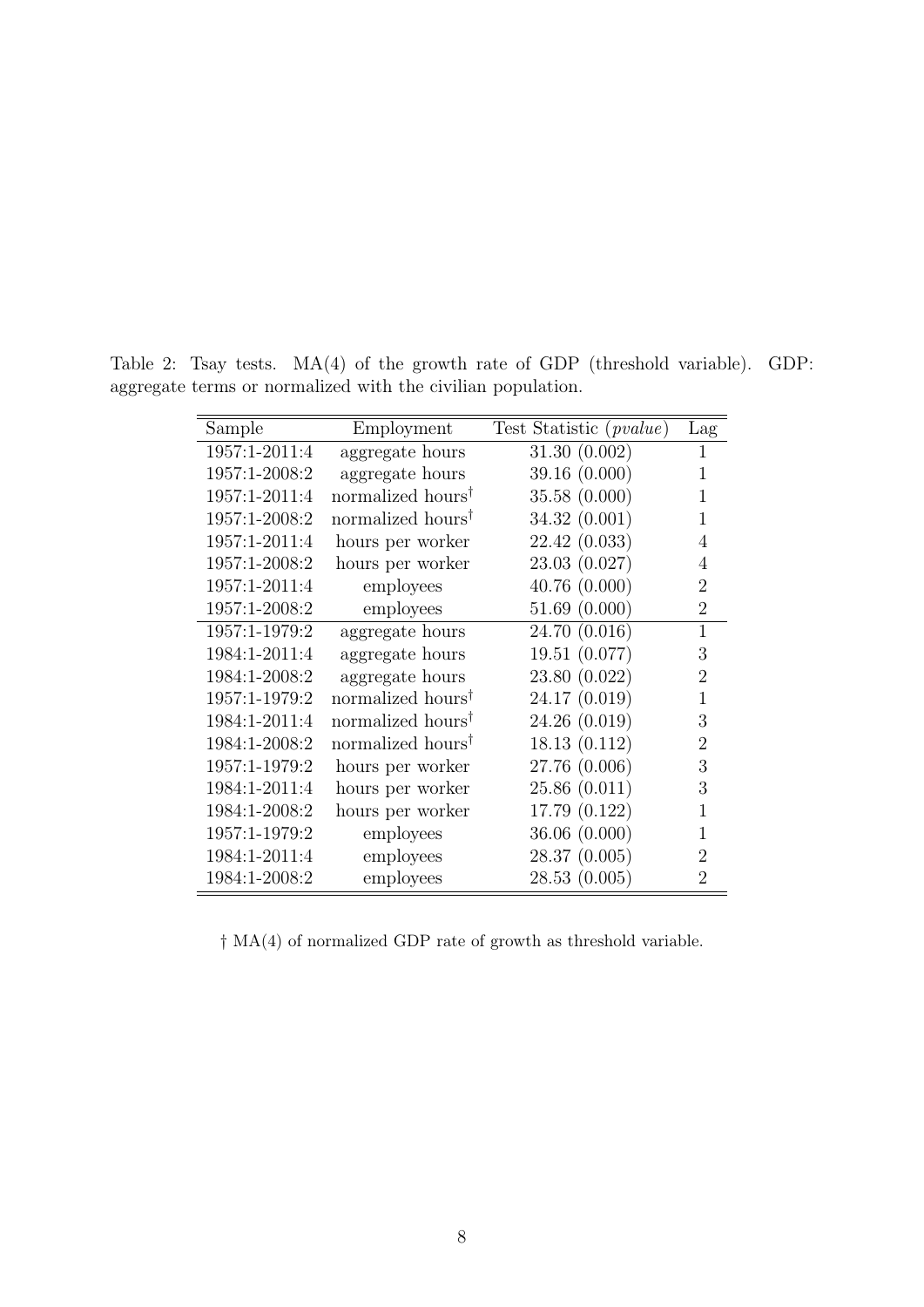Table 2: Tsay tests. MA(4) of the growth rate of GDP (threshold variable). GDP: aggregate terms or normalized with the civilian population.

| Sample | Employment | Test Statistic (*pvalue*) | Lag |
|---|---|---|---|
| 1957:1-2011:4 | aggregate hours | 31.30 (0.002) | 1 |
| 1957:1-2008:2 | aggregate hours | 39.16 (0.000) | 1 |
| 1957:1-2011:4 | normalized hours† | 35.58 (0.000) | 1 |
| 1957:1-2008:2 | normalized hours† | 34.32 (0.001) | 1 |
| 1957:1-2011:4 | hours per worker | 22.42 (0.033) | 4 |
| 1957:1-2008:2 | hours per worker | 23.03 (0.027) | 4 |
| 1957:1-2011:4 | employees | 40.76 (0.000) | 2 |
| 1957:1-2008:2 | employees | 51.69 (0.000) | 2 |
| 1957:1-1979:2 | aggregate hours | 24.70 (0.016) | 1 |
| 1984:1-2011:4 | aggregate hours | 19.51 (0.077) | 3 |
| 1984:1-2008:2 | aggregate hours | 23.80 (0.022) | 2 |
| 1957:1-1979:2 | normalized hours† | 24.17 (0.019) | 1 |
| 1984:1-2011:4 | normalized hours† | 24.26 (0.019) | 3 |
| 1984:1-2008:2 | normalized hours† | 18.13 (0.112) | 2 |
| 1957:1-1979:2 | hours per worker | 27.76 (0.006) | 3 |
| 1984:1-2011:4 | hours per worker | 25.86 (0.011) | 3 |
| 1984:1-2008:2 | hours per worker | 17.79 (0.122) | 1 |
| 1957:1-1979:2 | employees | 36.06 (0.000) | 1 |
| 1984:1-2011:4 | employees | 28.37 (0.005) | 2 |
| 1984:1-2008:2 | employees | 28.53 (0.005) | 2 |

† MA(4) of normalized GDP rate of growth as threshold variable.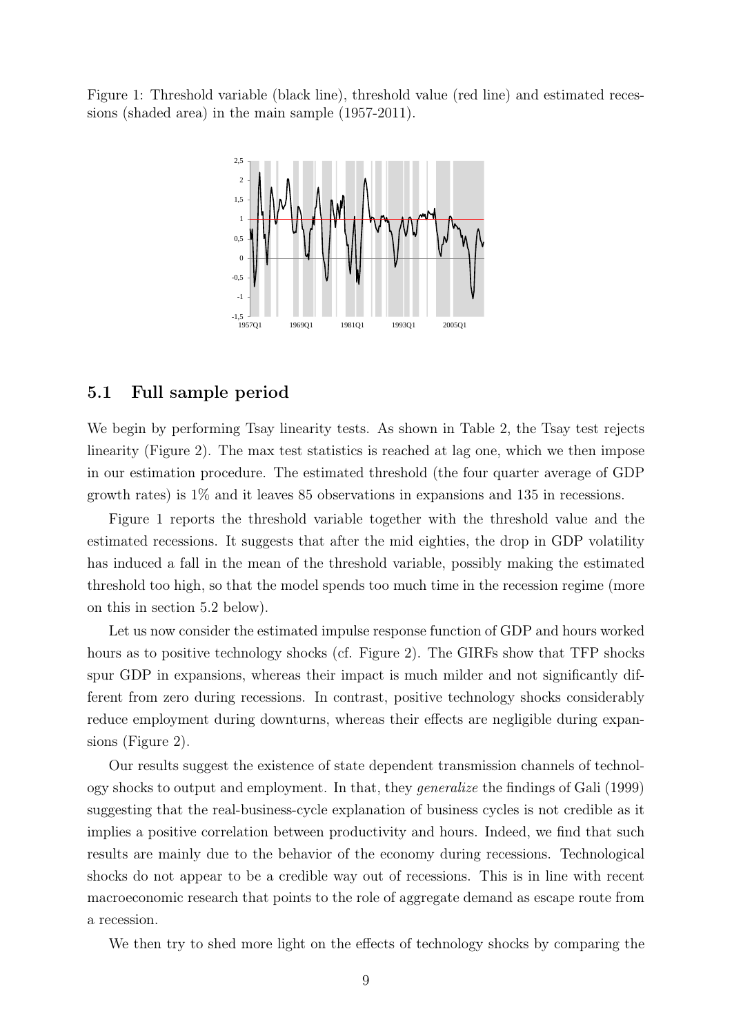Figure 1: Threshold variable (black line), threshold value (red line) and estimated recessions (shaded area) in the main sample (1957-2011).

## 5.1 Full sample period

We begin by performing Tsay linearity tests. As shown in Table 2, the Tsay test rejects linearity (Figure 2). The max test statistics is reached at lag one, which we then impose in our estimation procedure. The estimated threshold (the four quarter average of GDP growth rates) is 1% and it leaves 85 observations in expansions and 135 in recessions.

Figure 1 reports the threshold variable together with the threshold value and the estimated recessions. It suggests that after the mid eighties, the drop in GDP volatility has induced a fall in the mean of the threshold variable, possibly making the estimated threshold too high, so that the model spends too much time in the recession regime (more on this in section 5.2 below).

Let us now consider the estimated impulse response function of GDP and hours worked hours as to positive technology shocks (cf. Figure 2). The GIRFs show that TFP shocks spur GDP in expansions, whereas their impact is much milder and not significantly different from zero during recessions. In contrast, positive technology shocks considerably reduce employment during downturns, whereas their effects are negligible during expansions (Figure 2).

Our results suggest the existence of state dependent transmission channels of technology shocks to output and employment. In that, they *generalize* the findings of Gali (1999) suggesting that the real-business-cycle explanation of business cycles is not credible as it implies a positive correlation between productivity and hours. Indeed, we find that such results are mainly due to the behavior of the economy during recessions. Technological shocks do not appear to be a credible way out of recessions. This is in line with recent macroeconomic research that points to the role of aggregate demand as escape route from a recession.

We then try to shed more light on the effects of technology shocks by comparing the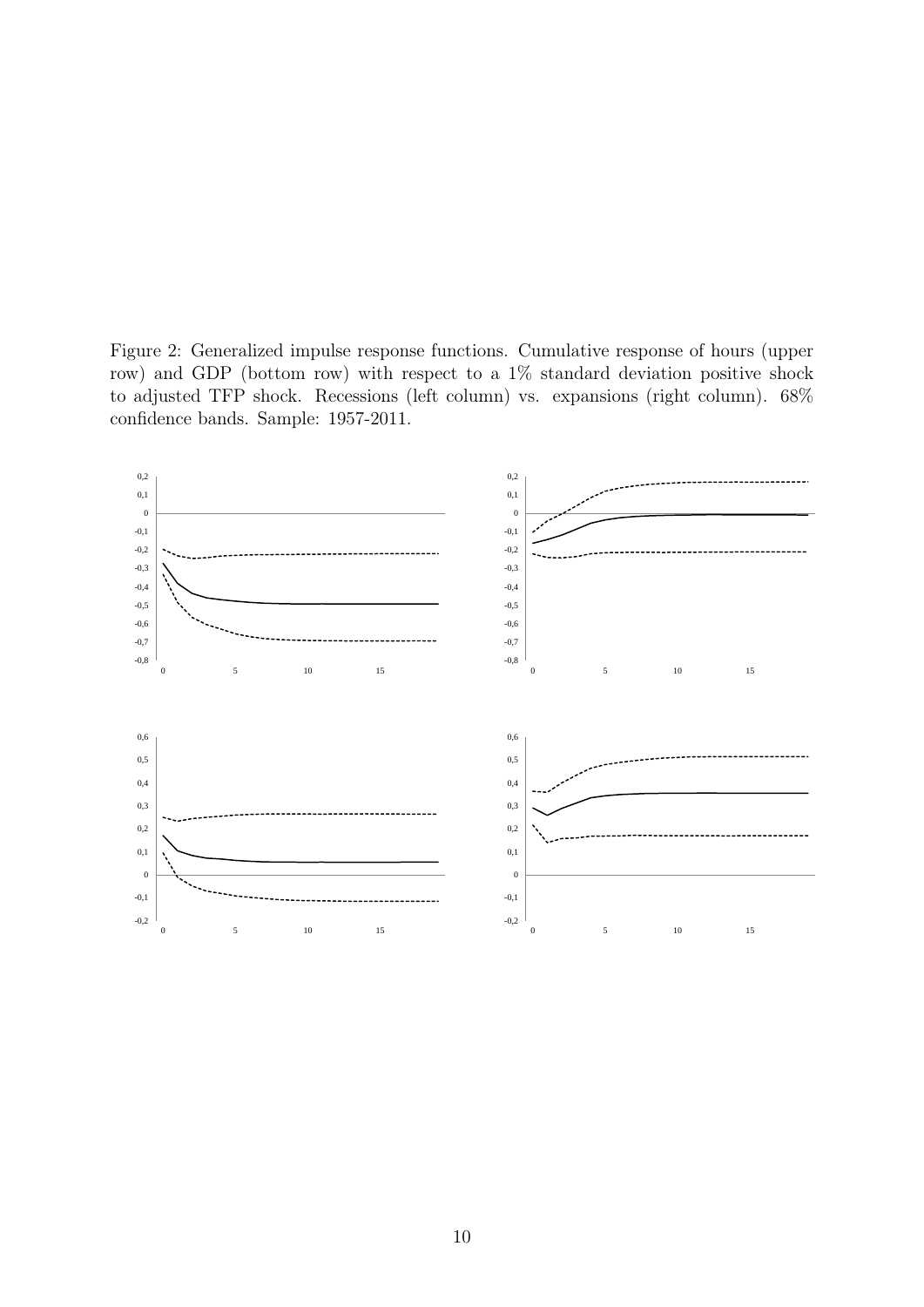Figure 2: Generalized impulse response functions. Cumulative response of hours (upper row) and GDP (bottom row) with respect to a 1% standard deviation positive shock to adjusted TFP shock. Recessions (left column) vs. expansions (right column). 68% confidence bands. Sample: 1957-2011.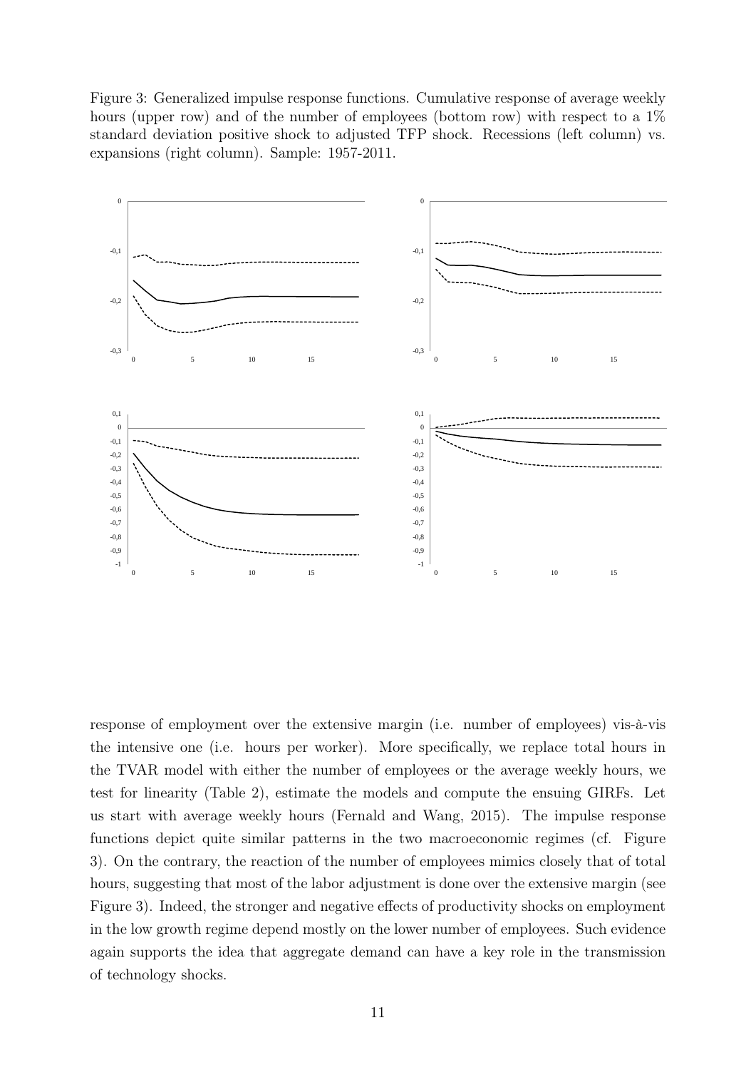Figure 3: Generalized impulse response functions. Cumulative response of average weekly hours (upper row) and of the number of employees (bottom row) with respect to a 1% standard deviation positive shock to adjusted TFP shock. Recessions (left column) vs. expansions (right column). Sample: 1957-2011.

response of employment over the extensive margin (i.e. number of employees) vis-à-vis the intensive one (i.e. hours per worker). More specifically, we replace total hours in the TVAR model with either the number of employees or the average weekly hours, we test for linearity (Table 2), estimate the models and compute the ensuing GIRFs. Let us start with average weekly hours (Fernald and Wang, 2015). The impulse response functions depict quite similar patterns in the two macroeconomic regimes (cf. Figure 3). On the contrary, the reaction of the number of employees mimics closely that of total hours, suggesting that most of the labor adjustment is done over the extensive margin (see Figure 3). Indeed, the stronger and negative effects of productivity shocks on employment in the low growth regime depend mostly on the lower number of employees. Such evidence again supports the idea that aggregate demand can have a key role in the transmission of technology shocks.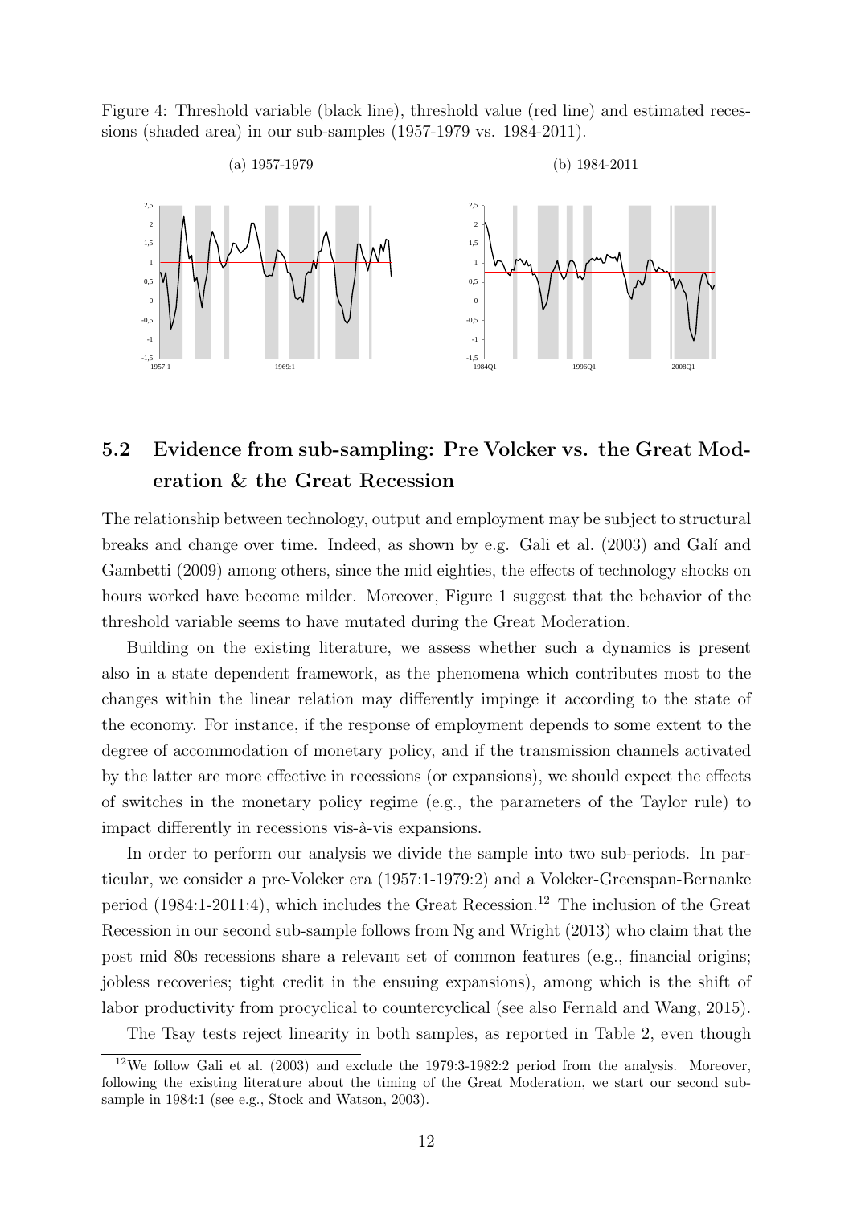Figure 4: Threshold variable (black line), threshold value (red line) and estimated recessions (shaded area) in our sub-samples (1957-1979 vs. 1984-2011).

(a) 1957-1979

(b) 1984-2011

## 5.2 Evidence from sub-sampling: Pre Volcker vs. the Great Moderation & the Great Recession

The relationship between technology, output and employment may be subject to structural breaks and change over time. Indeed, as shown by e.g. Gali et al. (2003) and Galí and Gambetti (2009) among others, since the mid eighties, the effects of technology shocks on hours worked have become milder. Moreover, Figure 1 suggest that the behavior of the threshold variable seems to have mutated during the Great Moderation.

Building on the existing literature, we assess whether such a dynamics is present also in a state dependent framework, as the phenomena which contributes most to the changes within the linear relation may differently impinge it according to the state of the economy. For instance, if the response of employment depends to some extent to the degree of accommodation of monetary policy, and if the transmission channels activated by the latter are more effective in recessions (or expansions), we should expect the effects of switches in the monetary policy regime (e.g., the parameters of the Taylor rule) to impact differently in recessions vis-à-vis expansions.

In order to perform our analysis we divide the sample into two sub-periods. In particular, we consider a pre-Volcker era (1957:1-1979:2) and a Volcker-Greenspan-Bernanke period (1984:1-2011:4), which includes the Great Recession.[12] The inclusion of the Great Recession in our second sub-sample follows from Ng and Wright (2013) who claim that the post mid 80s recessions share a relevant set of common features (e.g., financial origins; jobless recoveries; tight credit in the ensuing expansions), among which is the shift of labor productivity from procyclical to countercyclical (see also Fernald and Wang, 2015).

The Tsay tests reject linearity in both samples, as reported in Table 2, even though

[12] We follow Gali et al. (2003) and exclude the 1979:3-1982:2 period from the analysis. Moreover, following the existing literature about the timing of the Great Moderation, we start our second sub-sample in 1984:1 (see e.g., Stock and Watson, 2003).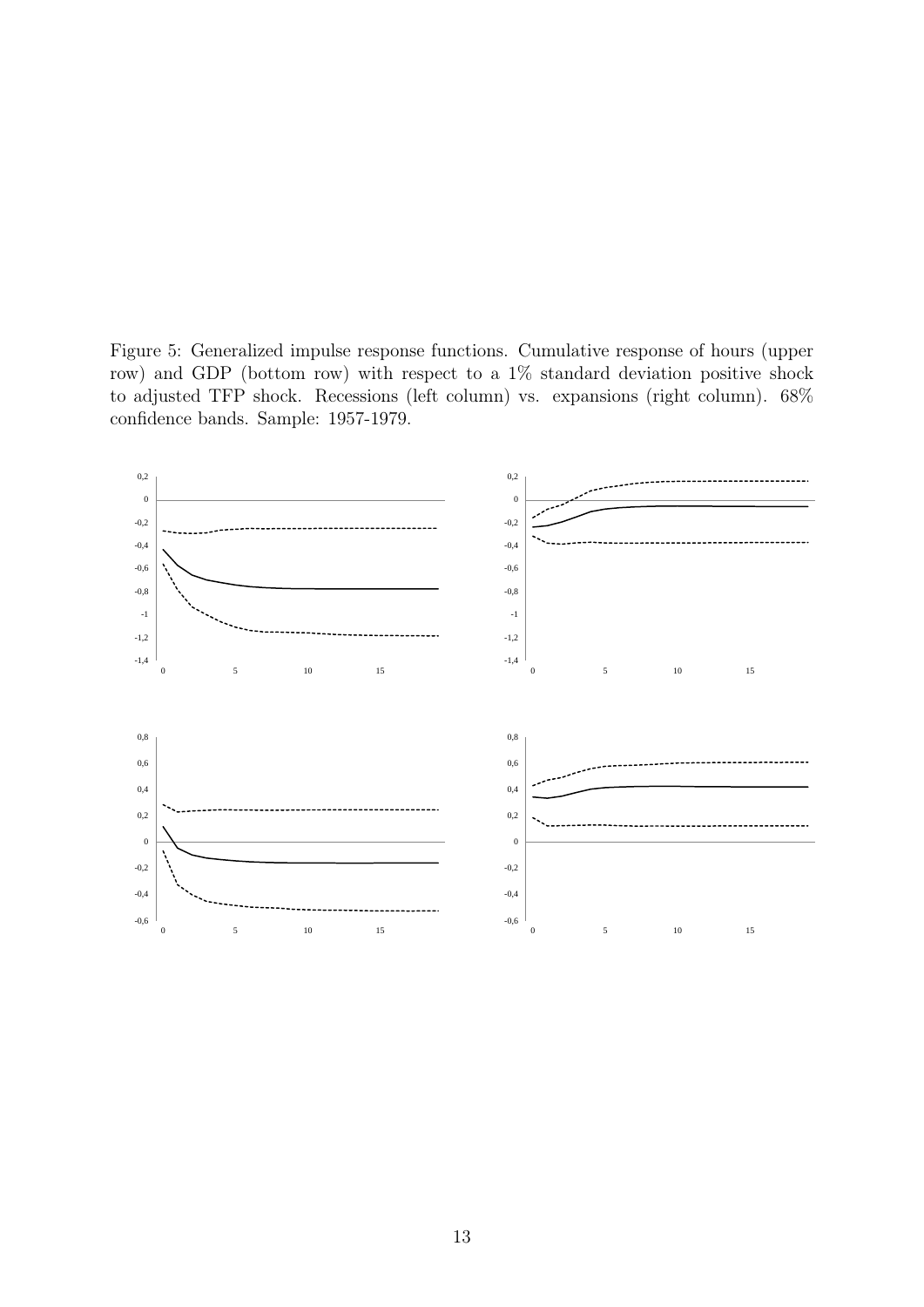Figure 5: Generalized impulse response functions. Cumulative response of hours (upper row) and GDP (bottom row) with respect to a 1% standard deviation positive shock to adjusted TFP shock. Recessions (left column) vs. expansions (right column). 68% confidence bands. Sample: 1957-1979.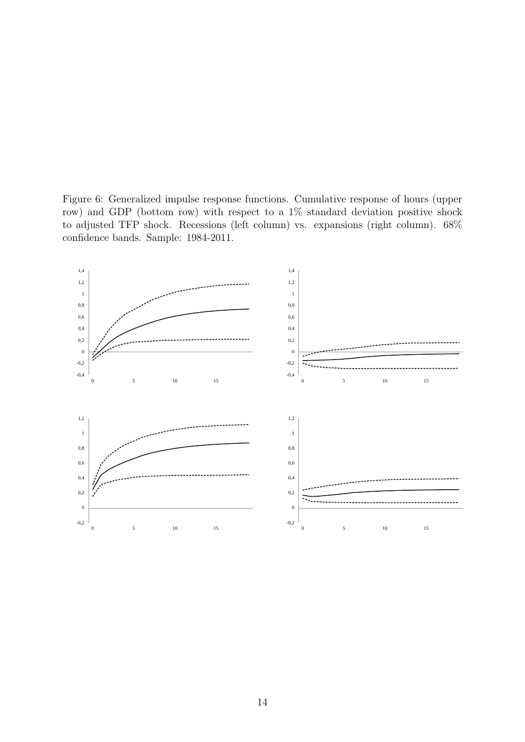Figure 6: Generalized impulse response functions. Cumulative response of hours (upper row) and GDP (bottom row) with respect to a 1% standard deviation positive shock to adjusted TFP shock. Recessions (left column) vs. expansions (right column). 68% confidence bands. Sample: 1984-2011.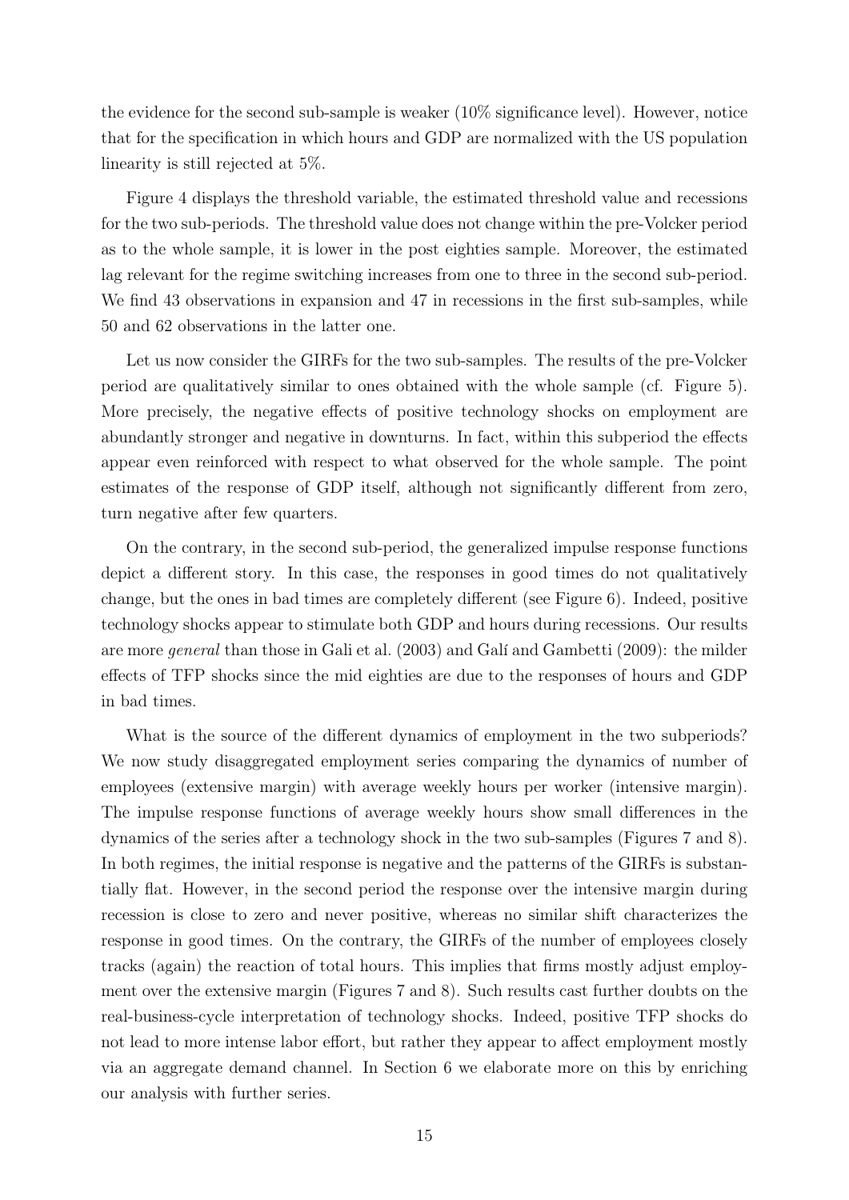the evidence for the second sub-sample is weaker (10% significance level). However, notice that for the specification in which hours and GDP are normalized with the US population linearity is still rejected at 5%.

Figure 4 displays the threshold variable, the estimated threshold value and recessions for the two sub-periods. The threshold value does not change within the pre-Volcker period as to the whole sample, it is lower in the post eighties sample. Moreover, the estimated lag relevant for the regime switching increases from one to three in the second sub-period. We find 43 observations in expansion and 47 in recessions in the first sub-samples, while 50 and 62 observations in the latter one.

Let us now consider the GIRFs for the two sub-samples. The results of the pre-Volcker period are qualitatively similar to ones obtained with the whole sample (cf. Figure 5). More precisely, the negative effects of positive technology shocks on employment are abundantly stronger and negative in downturns. In fact, within this subperiod the effects appear even reinforced with respect to what observed for the whole sample. The point estimates of the response of GDP itself, although not significantly different from zero, turn negative after few quarters.

On the contrary, in the second sub-period, the generalized impulse response functions depict a different story. In this case, the responses in good times do not qualitatively change, but the ones in bad times are completely different (see Figure 6). Indeed, positive technology shocks appear to stimulate both GDP and hours during recessions. Our results are more *general* than those in Gali et al. (2003) and Galí and Gambetti (2009): the milder effects of TFP shocks since the mid eighties are due to the responses of hours and GDP in bad times.

What is the source of the different dynamics of employment in the two subperiods? We now study disaggregated employment series comparing the dynamics of number of employees (extensive margin) with average weekly hours per worker (intensive margin). The impulse response functions of average weekly hours show small differences in the dynamics of the series after a technology shock in the two sub-samples (Figures 7 and 8). In both regimes, the initial response is negative and the patterns of the GIRFs is substantially flat. However, in the second period the response over the intensive margin during recession is close to zero and never positive, whereas no similar shift characterizes the response in good times. On the contrary, the GIRFs of the number of employees closely tracks (again) the reaction of total hours. This implies that firms mostly adjust employment over the extensive margin (Figures 7 and 8). Such results cast further doubts on the real-business-cycle interpretation of technology shocks. Indeed, positive TFP shocks do not lead to more intense labor effort, but rather they appear to affect employment mostly via an aggregate demand channel. In Section 6 we elaborate more on this by enriching our analysis with further series.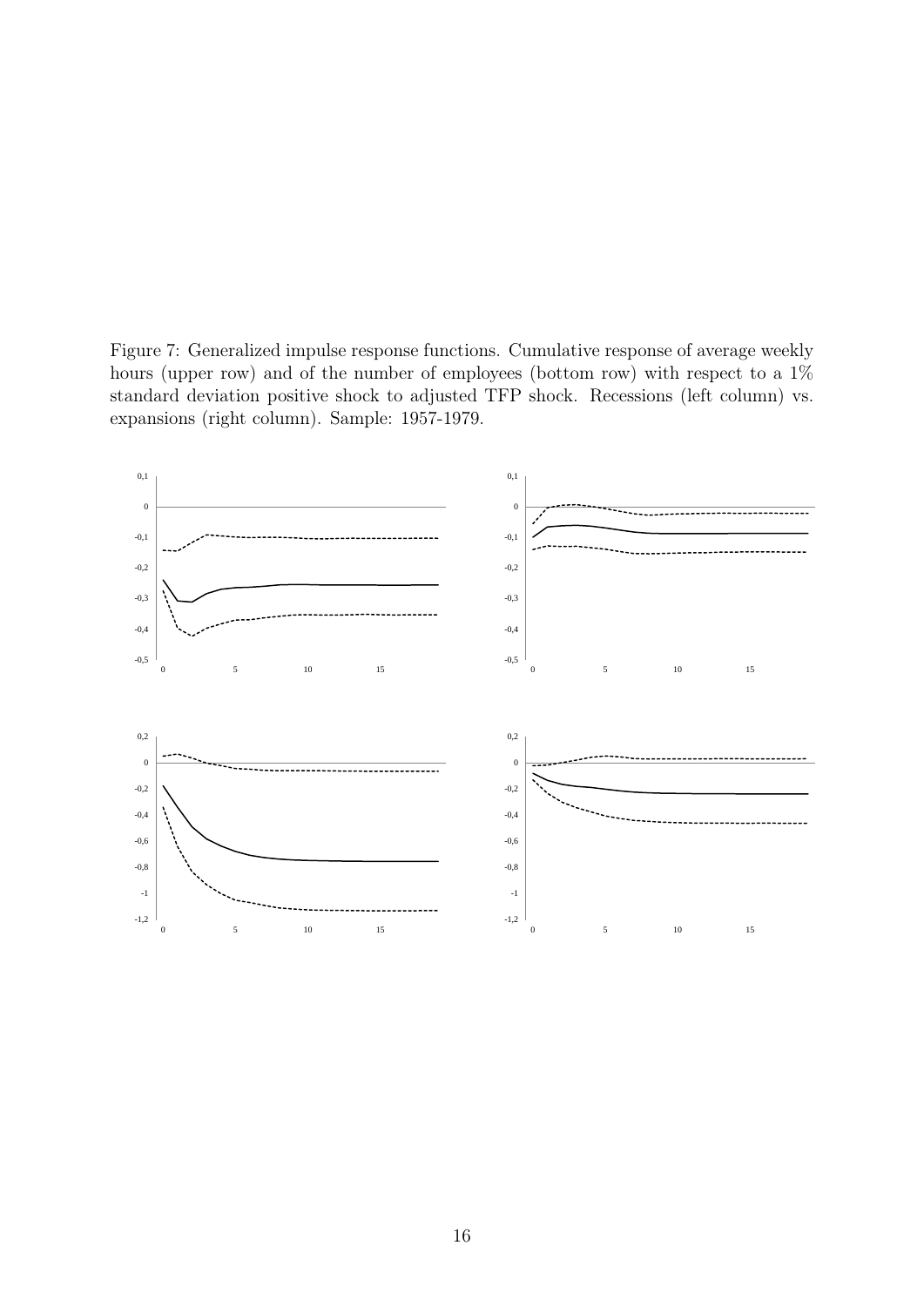Figure 7: Generalized impulse response functions. Cumulative response of average weekly hours (upper row) and of the number of employees (bottom row) with respect to a 1% standard deviation positive shock to adjusted TFP shock. Recessions (left column) vs. expansions (right column). Sample: 1957-1979.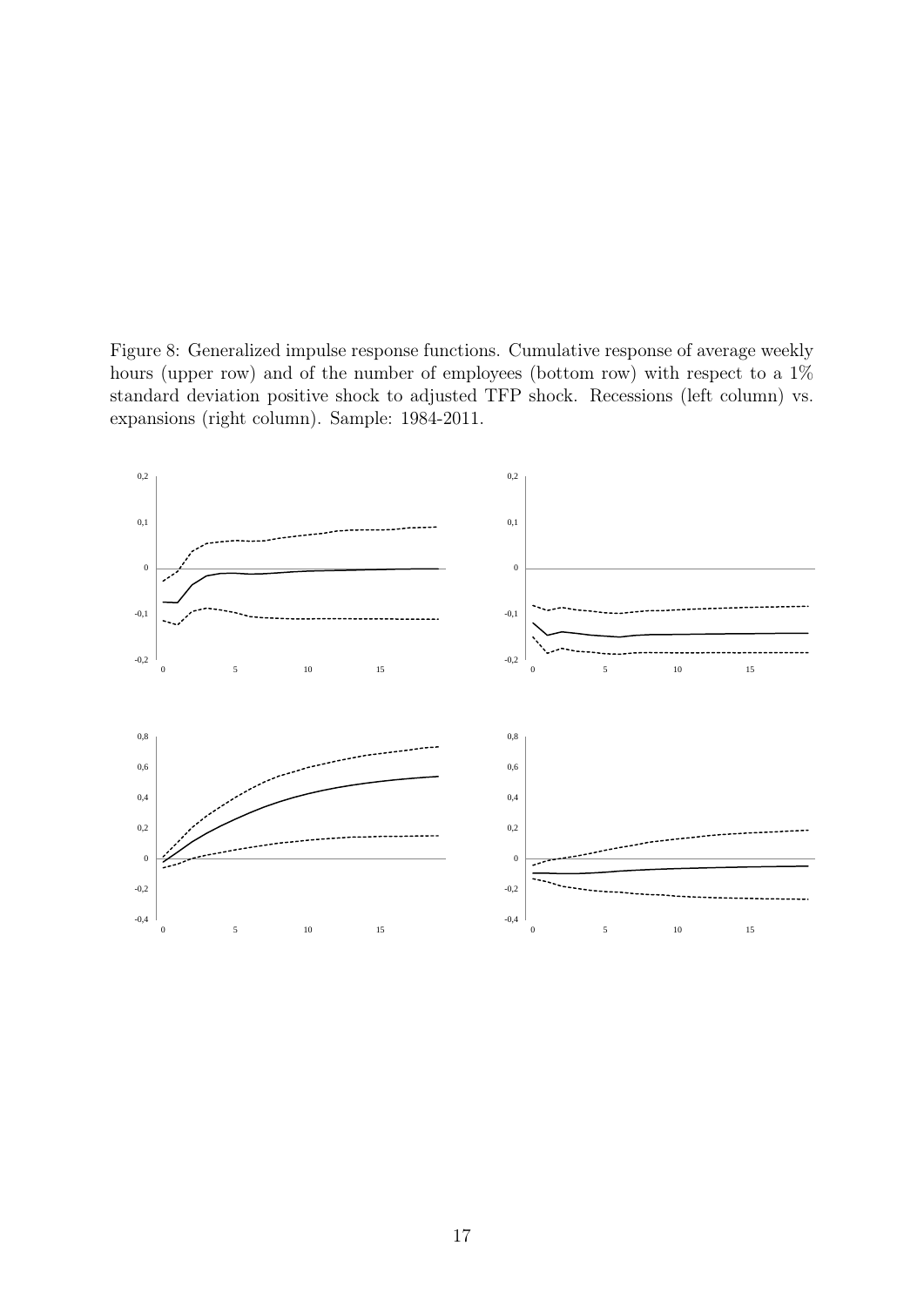Figure 8: Generalized impulse response functions. Cumulative response of average weekly hours (upper row) and of the number of employees (bottom row) with respect to a 1% standard deviation positive shock to adjusted TFP shock. Recessions (left column) vs. expansions (right column). Sample: 1984-2011.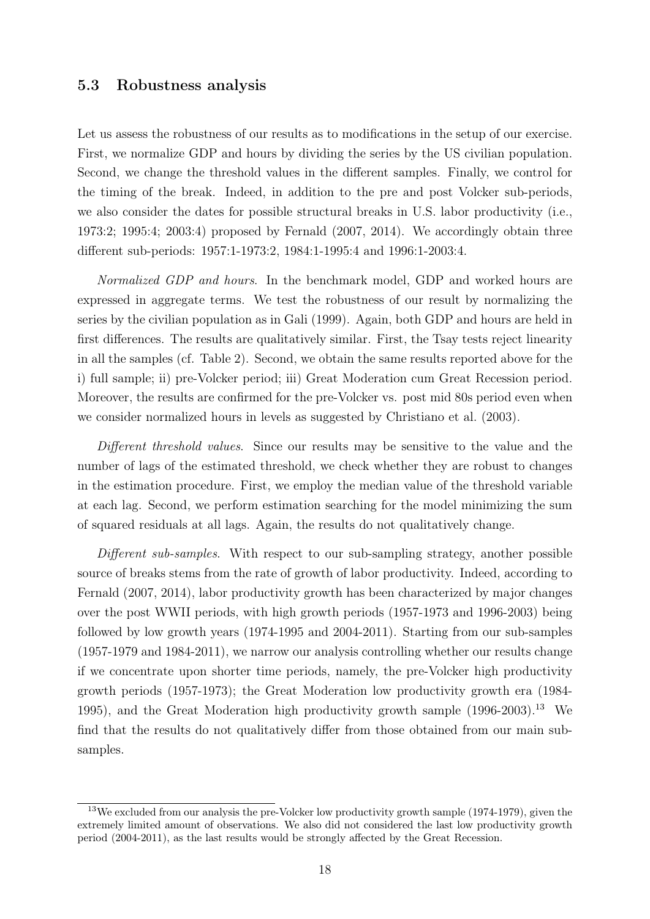### 5.3 Robustness analysis

Let us assess the robustness of our results as to modifications in the setup of our exercise. First, we normalize GDP and hours by dividing the series by the US civilian population. Second, we change the threshold values in the different samples. Finally, we control for the timing of the break. Indeed, in addition to the pre and post Volcker sub-periods, we also consider the dates for possible structural breaks in U.S. labor productivity (i.e., 1973:2; 1995:4; 2003:4) proposed by Fernald (2007, 2014). We accordingly obtain three different sub-periods: 1957:1-1973:2, 1984:1-1995:4 and 1996:1-2003:4.

*Normalized GDP and hours*. In the benchmark model, GDP and worked hours are expressed in aggregate terms. We test the robustness of our result by normalizing the series by the civilian population as in Gali (1999). Again, both GDP and hours are held in first differences. The results are qualitatively similar. First, the Tsay tests reject linearity in all the samples (cf. Table 2). Second, we obtain the same results reported above for the i) full sample; ii) pre-Volcker period; iii) Great Moderation cum Great Recession period. Moreover, the results are confirmed for the pre-Volcker vs. post mid 80s period even when we consider normalized hours in levels as suggested by Christiano et al. (2003).

*Different threshold values*. Since our results may be sensitive to the value and the number of lags of the estimated threshold, we check whether they are robust to changes in the estimation procedure. First, we employ the median value of the threshold variable at each lag. Second, we perform estimation searching for the model minimizing the sum of squared residuals at all lags. Again, the results do not qualitatively change.

*Different sub-samples*. With respect to our sub-sampling strategy, another possible source of breaks stems from the rate of growth of labor productivity. Indeed, according to Fernald (2007, 2014), labor productivity growth has been characterized by major changes over the post WWII periods, with high growth periods (1957-1973 and 1996-2003) being followed by low growth years (1974-1995 and 2004-2011). Starting from our sub-samples (1957-1979 and 1984-2011), we narrow our analysis controlling whether our results change if we concentrate upon shorter time periods, namely, the pre-Volcker high productivity growth periods (1957-1973); the Great Moderation low productivity growth era (1984-1995), and the Great Moderation high productivity growth sample (1996-2003).[13] We find that the results do not qualitatively differ from those obtained from our main sub-samples.

[13] We excluded from our analysis the pre-Volcker low productivity growth sample (1974-1979), given the extremely limited amount of observations. We also did not considered the last low productivity growth period (2004-2011), as the last results would be strongly affected by the Great Recession.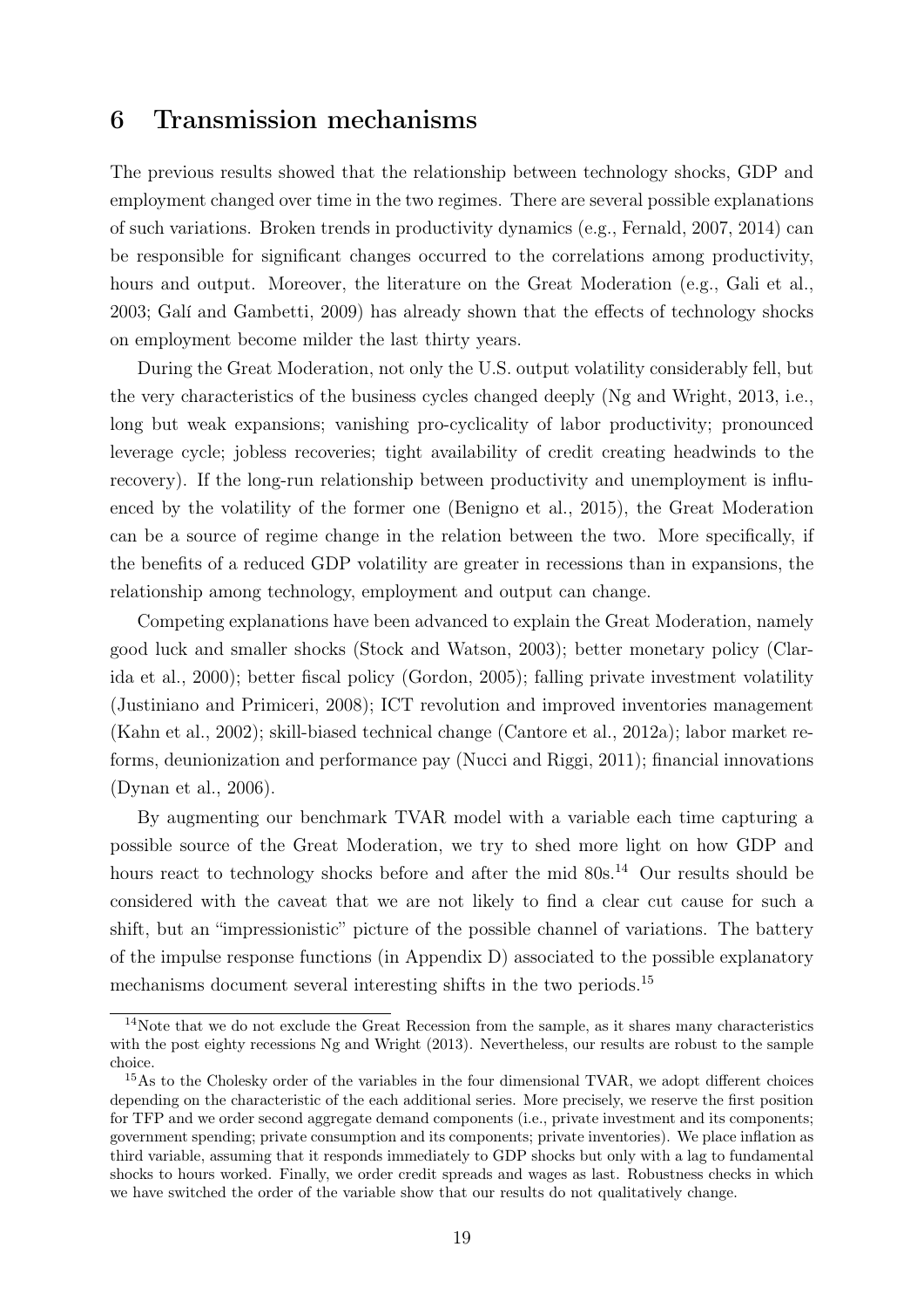## 6 Transmission mechanisms

The previous results showed that the relationship between technology shocks, GDP and employment changed over time in the two regimes. There are several possible explanations of such variations. Broken trends in productivity dynamics (e.g., Fernald, 2007, 2014) can be responsible for significant changes occurred to the correlations among productivity, hours and output. Moreover, the literature on the Great Moderation (e.g., Gali et al., 2003; Galí and Gambetti, 2009) has already shown that the effects of technology shocks on employment become milder the last thirty years.

During the Great Moderation, not only the U.S. output volatility considerably fell, but the very characteristics of the business cycles changed deeply (Ng and Wright, 2013, i.e., long but weak expansions; vanishing pro-cyclicality of labor productivity; pronounced leverage cycle; jobless recoveries; tight availability of credit creating headwinds to the recovery). If the long-run relationship between productivity and unemployment is influenced by the volatility of the former one (Benigno et al., 2015), the Great Moderation can be a source of regime change in the relation between the two. More specifically, if the benefits of a reduced GDP volatility are greater in recessions than in expansions, the relationship among technology, employment and output can change.

Competing explanations have been advanced to explain the Great Moderation, namely good luck and smaller shocks (Stock and Watson, 2003); better monetary policy (Clarida et al., 2000); better fiscal policy (Gordon, 2005); falling private investment volatility (Justiniano and Primiceri, 2008); ICT revolution and improved inventories management (Kahn et al., 2002); skill-biased technical change (Cantore et al., 2012a); labor market reforms, deunionization and performance pay (Nucci and Riggi, 2011); financial innovations (Dynan et al., 2006).

By augmenting our benchmark TVAR model with a variable each time capturing a possible source of the Great Moderation, we try to shed more light on how GDP and hours react to technology shocks before and after the mid 80s.[14] Our results should be considered with the caveat that we are not likely to find a clear cut cause for such a shift, but an "impressionistic" picture of the possible channel of variations. The battery of the impulse response functions (in Appendix D) associated to the possible explanatory mechanisms document several interesting shifts in the two periods.[15]

[14] Note that we do not exclude the Great Recession from the sample, as it shares many characteristics with the post eighty recessions Ng and Wright (2013). Nevertheless, our results are robust to the sample choice.

[15] As to the Cholesky order of the variables in the four dimensional TVAR, we adopt different choices depending on the characteristic of the each additional series. More precisely, we reserve the first position for TFP and we order second aggregate demand components (i.e., private investment and its components; government spending; private consumption and its components; private inventories). We place inflation as third variable, assuming that it responds immediately to GDP shocks but only with a lag to fundamental shocks to hours worked. Finally, we order credit spreads and wages as last. Robustness checks in which we have switched the order of the variable show that our results do not qualitatively change.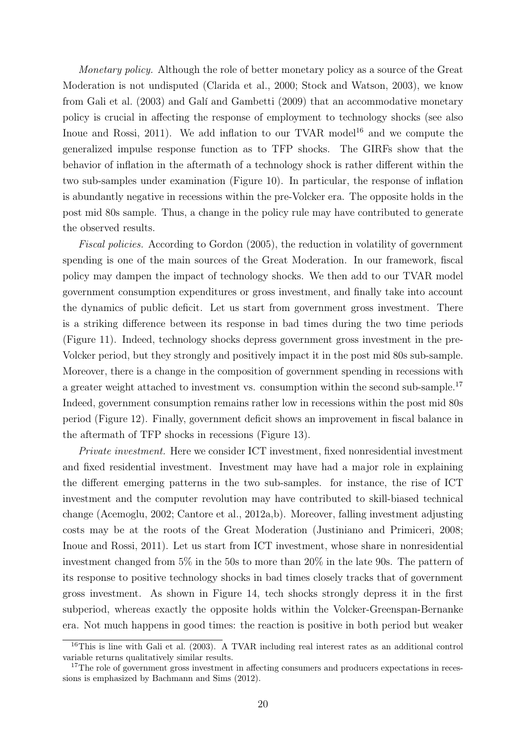*Monetary policy.* Although the role of better monetary policy as a source of the Great Moderation is not undisputed (Clarida et al., 2000; Stock and Watson, 2003), we know from Gali et al. (2003) and Galí and Gambetti (2009) that an accommodative monetary policy is crucial in affecting the response of employment to technology shocks (see also Inoue and Rossi, 2011). We add inflation to our TVAR model[16] and we compute the generalized impulse response function as to TFP shocks. The GIRFs show that the behavior of inflation in the aftermath of a technology shock is rather different within the two sub-samples under examination (Figure 10). In particular, the response of inflation is abundantly negative in recessions within the pre-Volcker era. The opposite holds in the post mid 80s sample. Thus, a change in the policy rule may have contributed to generate the observed results.

*Fiscal policies.* According to Gordon (2005), the reduction in volatility of government spending is one of the main sources of the Great Moderation. In our framework, fiscal policy may dampen the impact of technology shocks. We then add to our TVAR model government consumption expenditures or gross investment, and finally take into account the dynamics of public deficit. Let us start from government gross investment. There is a striking difference between its response in bad times during the two time periods (Figure 11). Indeed, technology shocks depress government gross investment in the pre-Volcker period, but they strongly and positively impact it in the post mid 80s sub-sample. Moreover, there is a change in the composition of government spending in recessions with a greater weight attached to investment vs. consumption within the second sub-sample.[17] Indeed, government consumption remains rather low in recessions within the post mid 80s period (Figure 12). Finally, government deficit shows an improvement in fiscal balance in the aftermath of TFP shocks in recessions (Figure 13).

*Private investment.* Here we consider ICT investment, fixed nonresidential investment and fixed residential investment. Investment may have had a major role in explaining the different emerging patterns in the two sub-samples. for instance, the rise of ICT investment and the computer revolution may have contributed to skill-biased technical change (Acemoglu, 2002; Cantore et al., 2012a,b). Moreover, falling investment adjusting costs may be at the roots of the Great Moderation (Justiniano and Primiceri, 2008; Inoue and Rossi, 2011). Let us start from ICT investment, whose share in nonresidential investment changed from 5% in the 50s to more than 20% in the late 90s. The pattern of its response to positive technology shocks in bad times closely tracks that of government gross investment. As shown in Figure 14, tech shocks strongly depress it in the first subperiod, whereas exactly the opposite holds within the Volcker-Greenspan-Bernanke era. Not much happens in good times: the reaction is positive in both period but weaker

[16] This is line with Gali et al. (2003). A TVAR including real interest rates as an additional control variable returns qualitatively similar results.

[17] The role of government gross investment in affecting consumers and producers expectations in recessions is emphasized by Bachmann and Sims (2012).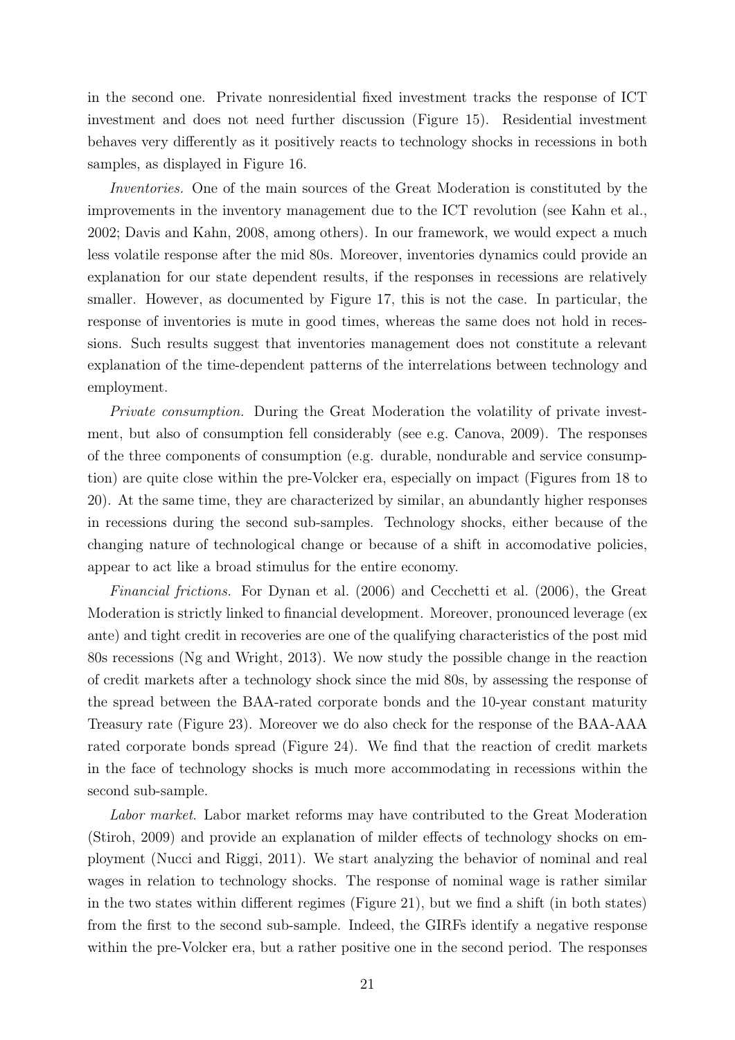in the second one. Private nonresidential fixed investment tracks the response of ICT investment and does not need further discussion (Figure 15). Residential investment behaves very differently as it positively reacts to technology shocks in recessions in both samples, as displayed in Figure 16.

*Inventories.* One of the main sources of the Great Moderation is constituted by the improvements in the inventory management due to the ICT revolution (see Kahn et al., 2002; Davis and Kahn, 2008, among others). In our framework, we would expect a much less volatile response after the mid 80s. Moreover, inventories dynamics could provide an explanation for our state dependent results, if the responses in recessions are relatively smaller. However, as documented by Figure 17, this is not the case. In particular, the response of inventories is mute in good times, whereas the same does not hold in recessions. Such results suggest that inventories management does not constitute a relevant explanation of the time-dependent patterns of the interrelations between technology and employment.

*Private consumption.* During the Great Moderation the volatility of private investment, but also of consumption fell considerably (see e.g. Canova, 2009). The responses of the three components of consumption (e.g. durable, nondurable and service consumption) are quite close within the pre-Volcker era, especially on impact (Figures from 18 to 20). At the same time, they are characterized by similar, an abundantly higher responses in recessions during the second sub-samples. Technology shocks, either because of the changing nature of technological change or because of a shift in accomodative policies, appear to act like a broad stimulus for the entire economy.

*Financial frictions.* For Dynan et al. (2006) and Cecchetti et al. (2006), the Great Moderation is strictly linked to financial development. Moreover, pronounced leverage (ex ante) and tight credit in recoveries are one of the qualifying characteristics of the post mid 80s recessions (Ng and Wright, 2013). We now study the possible change in the reaction of credit markets after a technology shock since the mid 80s, by assessing the response of the spread between the BAA-rated corporate bonds and the 10-year constant maturity Treasury rate (Figure 23). Moreover we do also check for the response of the BAA-AAA rated corporate bonds spread (Figure 24). We find that the reaction of credit markets in the face of technology shocks is much more accommodating in recessions within the second sub-sample.

*Labor market.* Labor market reforms may have contributed to the Great Moderation (Stiroh, 2009) and provide an explanation of milder effects of technology shocks on employment (Nucci and Riggi, 2011). We start analyzing the behavior of nominal and real wages in relation to technology shocks. The response of nominal wage is rather similar in the two states within different regimes (Figure 21), but we find a shift (in both states) from the first to the second sub-sample. Indeed, the GIRFs identify a negative response within the pre-Volcker era, but a rather positive one in the second period. The responses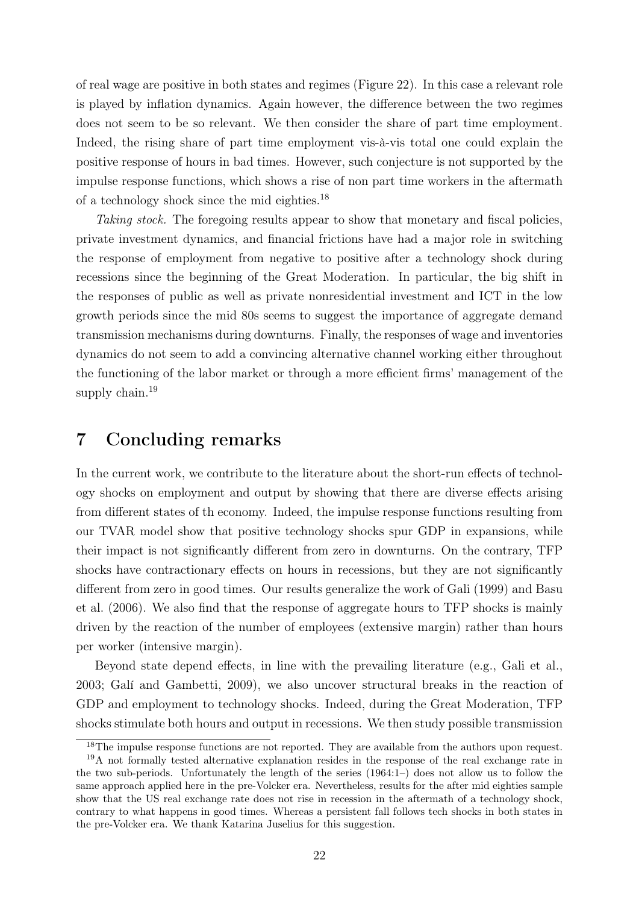of real wage are positive in both states and regimes (Figure 22). In this case a relevant role is played by inflation dynamics. Again however, the difference between the two regimes does not seem to be so relevant. We then consider the share of part time employment. Indeed, the rising share of part time employment vis-à-vis total one could explain the positive response of hours in bad times. However, such conjecture is not supported by the impulse response functions, which shows a rise of non part time workers in the aftermath of a technology shock since the mid eighties.[18]

*Taking stock.* The foregoing results appear to show that monetary and fiscal policies, private investment dynamics, and financial frictions have had a major role in switching the response of employment from negative to positive after a technology shock during recessions since the beginning of the Great Moderation. In particular, the big shift in the responses of public as well as private nonresidential investment and ICT in the low growth periods since the mid 80s seems to suggest the importance of aggregate demand transmission mechanisms during downturns. Finally, the responses of wage and inventories dynamics do not seem to add a convincing alternative channel working either throughout the functioning of the labor market or through a more efficient firms' management of the supply chain.[19]

# 7 Concluding remarks

In the current work, we contribute to the literature about the short-run effects of technology shocks on employment and output by showing that there are diverse effects arising from different states of th economy. Indeed, the impulse response functions resulting from our TVAR model show that positive technology shocks spur GDP in expansions, while their impact is not significantly different from zero in downturns. On the contrary, TFP shocks have contractionary effects on hours in recessions, but they are not significantly different from zero in good times. Our results generalize the work of Gali (1999) and Basu et al. (2006). We also find that the response of aggregate hours to TFP shocks is mainly driven by the reaction of the number of employees (extensive margin) rather than hours per worker (intensive margin).

Beyond state depend effects, in line with the prevailing literature (e.g., Gali et al., 2003; Galí and Gambetti, 2009), we also uncover structural breaks in the reaction of GDP and employment to technology shocks. Indeed, during the Great Moderation, TFP shocks stimulate both hours and output in recessions. We then study possible transmission

[18] The impulse response functions are not reported. They are available from the authors upon request.

[19] A not formally tested alternative explanation resides in the response of the real exchange rate in the two sub-periods. Unfortunately the length of the series (1964:1–) does not allow us to follow the same approach applied here in the pre-Volcker era. Nevertheless, results for the after mid eighties sample show that the US real exchange rate does not rise in recession in the aftermath of a technology shock, contrary to what happens in good times. Whereas a persistent fall follows tech shocks in both states in the pre-Volcker era. We thank Katarina Juselius for this suggestion.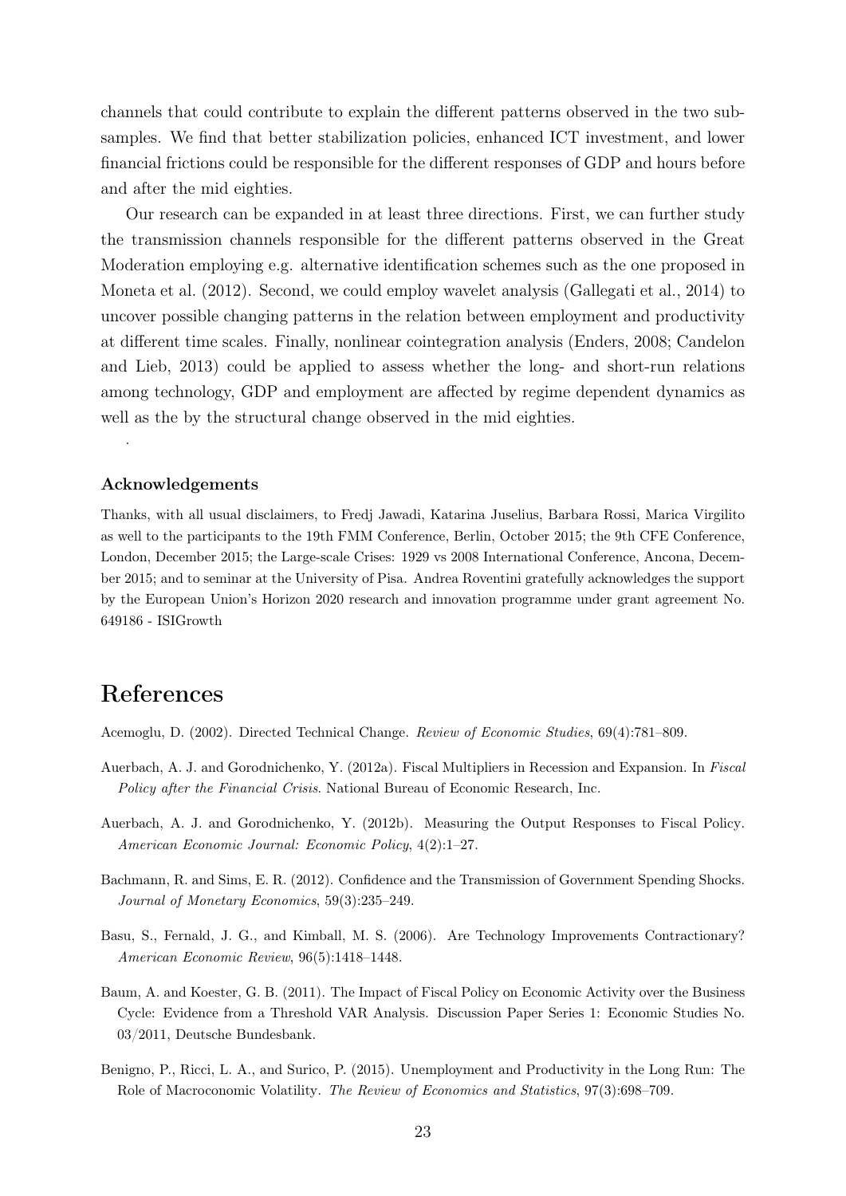channels that could contribute to explain the different patterns observed in the two subsamples. We find that better stabilization policies, enhanced ICT investment, and lower financial frictions could be responsible for the different responses of GDP and hours before and after the mid eighties.

Our research can be expanded in at least three directions. First, we can further study the transmission channels responsible for the different patterns observed in the Great Moderation employing e.g. alternative identification schemes such as the one proposed in Moneta et al. (2012). Second, we could employ wavelet analysis (Gallegati et al., 2014) to uncover possible changing patterns in the relation between employment and productivity at different time scales. Finally, nonlinear cointegration analysis (Enders, 2008; Candelon and Lieb, 2013) could be applied to assess whether the long- and short-run relations among technology, GDP and employment are affected by regime dependent dynamics as well as the by the structural change observed in the mid eighties.

.

### Acknowledgements

Thanks, with all usual disclaimers, to Fredj Jawadi, Katarina Juselius, Barbara Rossi, Marica Virgilito as well to the participants to the 19th FMM Conference, Berlin, October 2015; the 9th CFE Conference, London, December 2015; the Large-scale Crises: 1929 vs 2008 International Conference, Ancona, December 2015; and to seminar at the University of Pisa. Andrea Roventini gratefully acknowledges the support by the European Union's Horizon 2020 research and innovation programme under grant agreement No. 649186 - ISIGrowth

# References

Acemoglu, D. (2002). Directed Technical Change. *Review of Economic Studies*, 69(4):781–809.

Auerbach, A. J. and Gorodnichenko, Y. (2012a). Fiscal Multipliers in Recession and Expansion. In *Fiscal Policy after the Financial Crisis*. National Bureau of Economic Research, Inc.

Auerbach, A. J. and Gorodnichenko, Y. (2012b). Measuring the Output Responses to Fiscal Policy. *American Economic Journal: Economic Policy*, 4(2):1–27.

Bachmann, R. and Sims, E. R. (2012). Confidence and the Transmission of Government Spending Shocks. *Journal of Monetary Economics*, 59(3):235–249.

Basu, S., Fernald, J. G., and Kimball, M. S. (2006). Are Technology Improvements Contractionary? *American Economic Review*, 96(5):1418–1448.

Baum, A. and Koester, G. B. (2011). The Impact of Fiscal Policy on Economic Activity over the Business Cycle: Evidence from a Threshold VAR Analysis. Discussion Paper Series 1: Economic Studies No. 03/2011, Deutsche Bundesbank.

Benigno, P., Ricci, L. A., and Surico, P. (2015). Unemployment and Productivity in the Long Run: The Role of Macroconomic Volatility. *The Review of Economics and Statistics*, 97(3):698–709.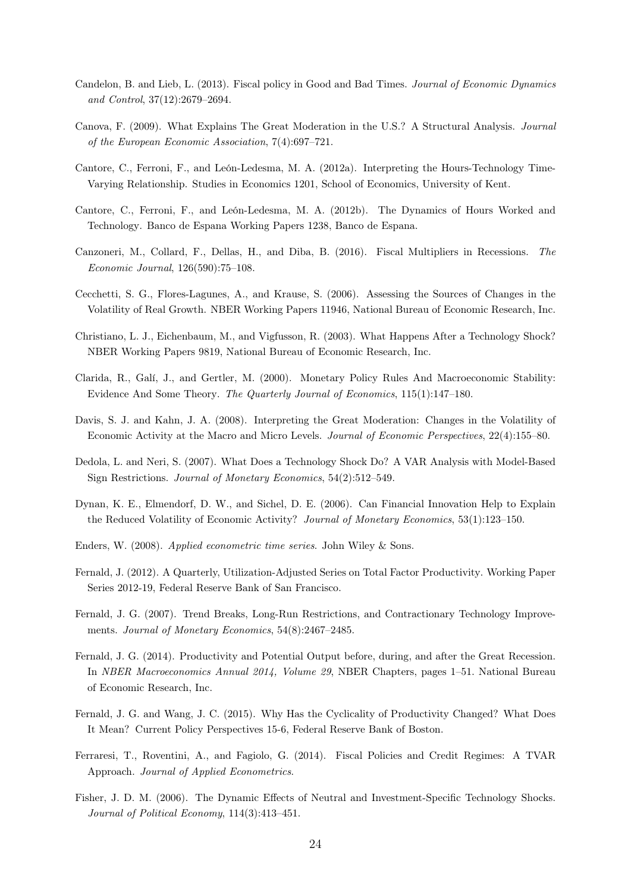Candelon, B. and Lieb, L. (2013). Fiscal policy in Good and Bad Times. *Journal of Economic Dynamics and Control*, 37(12):2679–2694.

Canova, F. (2009). What Explains The Great Moderation in the U.S.? A Structural Analysis. *Journal of the European Economic Association*, 7(4):697–721.

Cantore, C., Ferroni, F., and León-Ledesma, M. A. (2012a). Interpreting the Hours-Technology Time-Varying Relationship. Studies in Economics 1201, School of Economics, University of Kent.

Cantore, C., Ferroni, F., and León-Ledesma, M. A. (2012b). The Dynamics of Hours Worked and Technology. Banco de Espana Working Papers 1238, Banco de Espana.

Canzoneri, M., Collard, F., Dellas, H., and Diba, B. (2016). Fiscal Multipliers in Recessions. *The Economic Journal*, 126(590):75–108.

Cecchetti, S. G., Flores-Lagunes, A., and Krause, S. (2006). Assessing the Sources of Changes in the Volatility of Real Growth. NBER Working Papers 11946, National Bureau of Economic Research, Inc.

Christiano, L. J., Eichenbaum, M., and Vigfusson, R. (2003). What Happens After a Technology Shock? NBER Working Papers 9819, National Bureau of Economic Research, Inc.

Clarida, R., Galí, J., and Gertler, M. (2000). Monetary Policy Rules And Macroeconomic Stability: Evidence And Some Theory. *The Quarterly Journal of Economics*, 115(1):147–180.

Davis, S. J. and Kahn, J. A. (2008). Interpreting the Great Moderation: Changes in the Volatility of Economic Activity at the Macro and Micro Levels. *Journal of Economic Perspectives*, 22(4):155–80.

Dedola, L. and Neri, S. (2007). What Does a Technology Shock Do? A VAR Analysis with Model-Based Sign Restrictions. *Journal of Monetary Economics*, 54(2):512–549.

Dynan, K. E., Elmendorf, D. W., and Sichel, D. E. (2006). Can Financial Innovation Help to Explain the Reduced Volatility of Economic Activity? *Journal of Monetary Economics*, 53(1):123–150.

Enders, W. (2008). *Applied econometric time series*. John Wiley & Sons.

Fernald, J. (2012). A Quarterly, Utilization-Adjusted Series on Total Factor Productivity. Working Paper Series 2012-19, Federal Reserve Bank of San Francisco.

Fernald, J. G. (2007). Trend Breaks, Long-Run Restrictions, and Contractionary Technology Improvements. *Journal of Monetary Economics*, 54(8):2467–2485.

Fernald, J. G. (2014). Productivity and Potential Output before, during, and after the Great Recession. In *NBER Macroeconomics Annual 2014, Volume 29*, NBER Chapters, pages 1–51. National Bureau of Economic Research, Inc.

Fernald, J. G. and Wang, J. C. (2015). Why Has the Cyclicality of Productivity Changed? What Does It Mean? Current Policy Perspectives 15-6, Federal Reserve Bank of Boston.

Ferraresi, T., Roventini, A., and Fagiolo, G. (2014). Fiscal Policies and Credit Regimes: A TVAR Approach. *Journal of Applied Econometrics*.

Fisher, J. D. M. (2006). The Dynamic Effects of Neutral and Investment-Specific Technology Shocks. *Journal of Political Economy*, 114(3):413–451.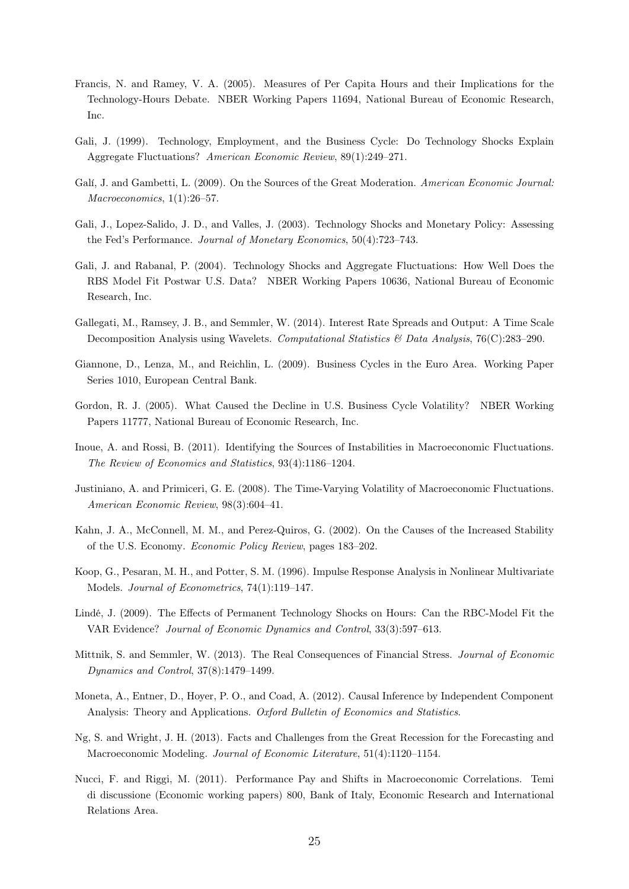Francis, N. and Ramey, V. A. (2005). Measures of Per Capita Hours and their Implications for the Technology-Hours Debate. NBER Working Papers 11694, National Bureau of Economic Research, Inc.

Gali, J. (1999). Technology, Employment, and the Business Cycle: Do Technology Shocks Explain Aggregate Fluctuations? *American Economic Review*, 89(1):249–271.

Galí, J. and Gambetti, L. (2009). On the Sources of the Great Moderation. *American Economic Journal: Macroeconomics*, 1(1):26–57.

Gali, J., Lopez-Salido, J. D., and Valles, J. (2003). Technology Shocks and Monetary Policy: Assessing the Fed's Performance. *Journal of Monetary Economics*, 50(4):723–743.

Gali, J. and Rabanal, P. (2004). Technology Shocks and Aggregate Fluctuations: How Well Does the RBS Model Fit Postwar U.S. Data? NBER Working Papers 10636, National Bureau of Economic Research, Inc.

Gallegati, M., Ramsey, J. B., and Semmler, W. (2014). Interest Rate Spreads and Output: A Time Scale Decomposition Analysis using Wavelets. *Computational Statistics & Data Analysis*, 76(C):283–290.

Giannone, D., Lenza, M., and Reichlin, L. (2009). Business Cycles in the Euro Area. Working Paper Series 1010, European Central Bank.

Gordon, R. J. (2005). What Caused the Decline in U.S. Business Cycle Volatility? NBER Working Papers 11777, National Bureau of Economic Research, Inc.

Inoue, A. and Rossi, B. (2011). Identifying the Sources of Instabilities in Macroeconomic Fluctuations. *The Review of Economics and Statistics*, 93(4):1186–1204.

Justiniano, A. and Primiceri, G. E. (2008). The Time-Varying Volatility of Macroeconomic Fluctuations. *American Economic Review*, 98(3):604–41.

Kahn, J. A., McConnell, M. M., and Perez-Quiros, G. (2002). On the Causes of the Increased Stability of the U.S. Economy. *Economic Policy Review*, pages 183–202.

Koop, G., Pesaran, M. H., and Potter, S. M. (1996). Impulse Response Analysis in Nonlinear Multivariate Models. *Journal of Econometrics*, 74(1):119–147.

Lindé, J. (2009). The Effects of Permanent Technology Shocks on Hours: Can the RBC-Model Fit the VAR Evidence? *Journal of Economic Dynamics and Control*, 33(3):597–613.

Mittnik, S. and Semmler, W. (2013). The Real Consequences of Financial Stress. *Journal of Economic Dynamics and Control*, 37(8):1479–1499.

Moneta, A., Entner, D., Hoyer, P. O., and Coad, A. (2012). Causal Inference by Independent Component Analysis: Theory and Applications. *Oxford Bulletin of Economics and Statistics*.

Ng, S. and Wright, J. H. (2013). Facts and Challenges from the Great Recession for the Forecasting and Macroeconomic Modeling. *Journal of Economic Literature*, 51(4):1120–1154.

Nucci, F. and Riggi, M. (2011). Performance Pay and Shifts in Macroeconomic Correlations. Temi di discussione (Economic working papers) 800, Bank of Italy, Economic Research and International Relations Area.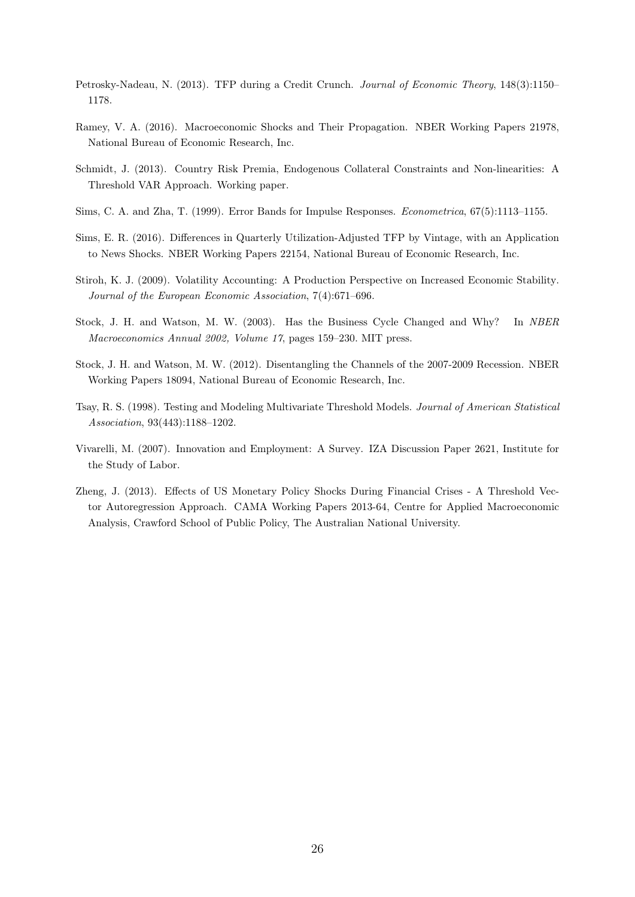Petrosky-Nadeau, N. (2013). TFP during a Credit Crunch. *Journal of Economic Theory*, 148(3):1150–1178.

Ramey, V. A. (2016). Macroeconomic Shocks and Their Propagation. NBER Working Papers 21978, National Bureau of Economic Research, Inc.

Schmidt, J. (2013). Country Risk Premia, Endogenous Collateral Constraints and Non-linearities: A Threshold VAR Approach. Working paper.

Sims, C. A. and Zha, T. (1999). Error Bands for Impulse Responses. *Econometrica*, 67(5):1113–1155.

Sims, E. R. (2016). Differences in Quarterly Utilization-Adjusted TFP by Vintage, with an Application to News Shocks. NBER Working Papers 22154, National Bureau of Economic Research, Inc.

Stiroh, K. J. (2009). Volatility Accounting: A Production Perspective on Increased Economic Stability. *Journal of the European Economic Association*, 7(4):671–696.

Stock, J. H. and Watson, M. W. (2003). Has the Business Cycle Changed and Why? In *NBER Macroeconomics Annual 2002, Volume 17*, pages 159–230. MIT press.

Stock, J. H. and Watson, M. W. (2012). Disentangling the Channels of the 2007-2009 Recession. NBER Working Papers 18094, National Bureau of Economic Research, Inc.

Tsay, R. S. (1998). Testing and Modeling Multivariate Threshold Models. *Journal of American Statistical Association*, 93(443):1188–1202.

Vivarelli, M. (2007). Innovation and Employment: A Survey. IZA Discussion Paper 2621, Institute for the Study of Labor.

Zheng, J. (2013). Effects of US Monetary Policy Shocks During Financial Crises - A Threshold Vector Autoregression Approach. CAMA Working Papers 2013-64, Centre for Applied Macroeconomic Analysis, Crawford School of Public Policy, The Australian National University.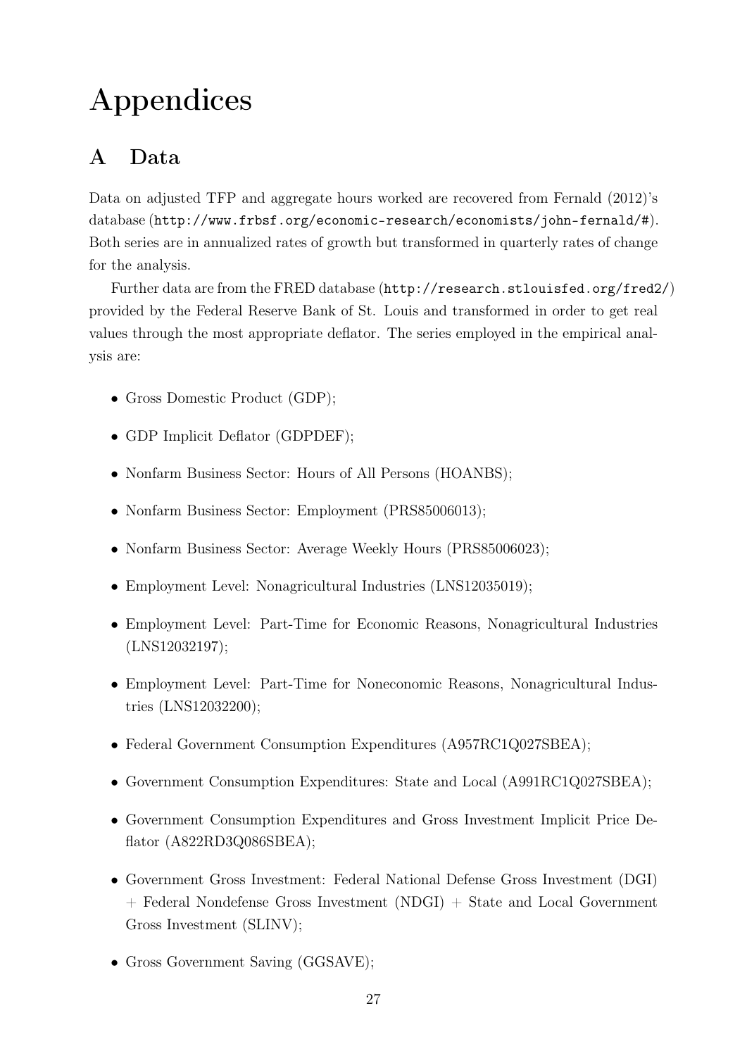# Appendices

## A Data

Data on adjusted TFP and aggregate hours worked are recovered from Fernald (2012)'s database (http://www.frbsf.org/economic-research/economists/john-fernald/#). Both series are in annualized rates of growth but transformed in quarterly rates of change for the analysis.

Further data are from the FRED database (http://research.stlouisfed.org/fred2/) provided by the Federal Reserve Bank of St. Louis and transformed in order to get real values through the most appropriate deflator. The series employed in the empirical analysis are:

- Gross Domestic Product (GDP);
- GDP Implicit Deflator (GDPDEF);
- Nonfarm Business Sector: Hours of All Persons (HOANBS);
- Nonfarm Business Sector: Employment (PRS85006013);
- Nonfarm Business Sector: Average Weekly Hours (PRS85006023);
- Employment Level: Nonagricultural Industries (LNS12035019);
- Employment Level: Part-Time for Economic Reasons, Nonagricultural Industries (LNS12032197);
- Employment Level: Part-Time for Noneconomic Reasons, Nonagricultural Industries (LNS12032200);
- Federal Government Consumption Expenditures (A957RC1Q027SBEA);
- Government Consumption Expenditures: State and Local (A991RC1Q027SBEA);
- Government Consumption Expenditures and Gross Investment Implicit Price Deflator (A822RD3Q086SBEA);
- Government Gross Investment: Federal National Defense Gross Investment (DGI) + Federal Nondefense Gross Investment (NDGI) + State and Local Government Gross Investment (SLINV);
- Gross Government Saving (GGSAVE);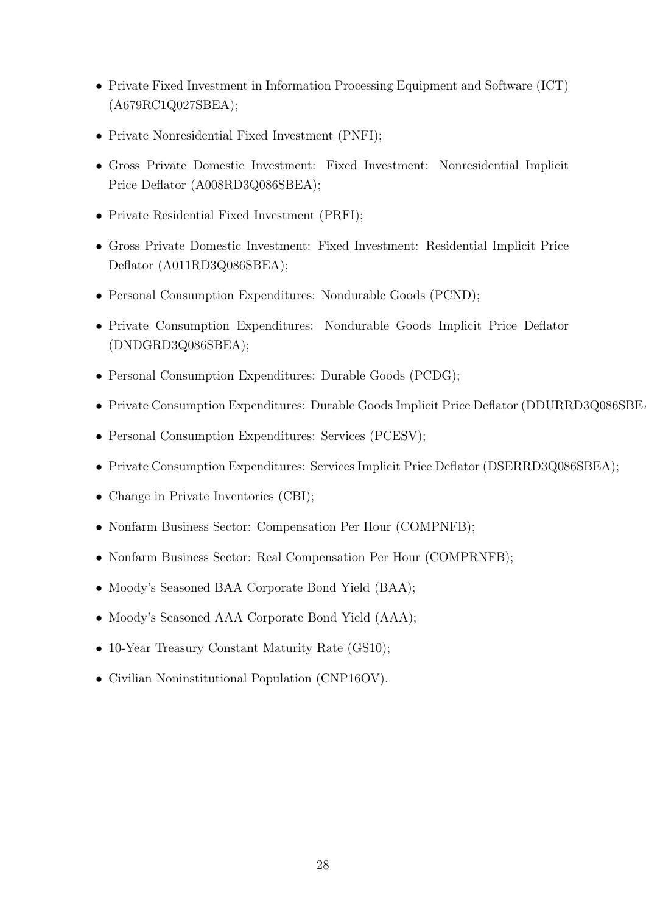- Private Fixed Investment in Information Processing Equipment and Software (ICT) (A679RC1Q027SBEA);
- Private Nonresidential Fixed Investment (PNFI);
- Gross Private Domestic Investment: Fixed Investment: Nonresidential Implicit Price Deflator (A008RD3Q086SBEA);
- Private Residential Fixed Investment (PRFI);
- Gross Private Domestic Investment: Fixed Investment: Residential Implicit Price Deflator (A011RD3Q086SBEA);
- Personal Consumption Expenditures: Nondurable Goods (PCND);
- Private Consumption Expenditures: Nondurable Goods Implicit Price Deflator (DNDGRD3Q086SBEA);
- Personal Consumption Expenditures: Durable Goods (PCDG);
- Private Consumption Expenditures: Durable Goods Implicit Price Deflator (DDURRD3Q086SBEA
- Personal Consumption Expenditures: Services (PCESV);
- Private Consumption Expenditures: Services Implicit Price Deflator (DSERRD3Q086SBEA);
- Change in Private Inventories (CBI);
- Nonfarm Business Sector: Compensation Per Hour (COMPNFB);
- Nonfarm Business Sector: Real Compensation Per Hour (COMPRNFB);
- Moody's Seasoned BAA Corporate Bond Yield (BAA);
- Moody's Seasoned AAA Corporate Bond Yield (AAA);
- 10-Year Treasury Constant Maturity Rate (GS10);
- Civilian Noninstitutional Population (CNP16OV).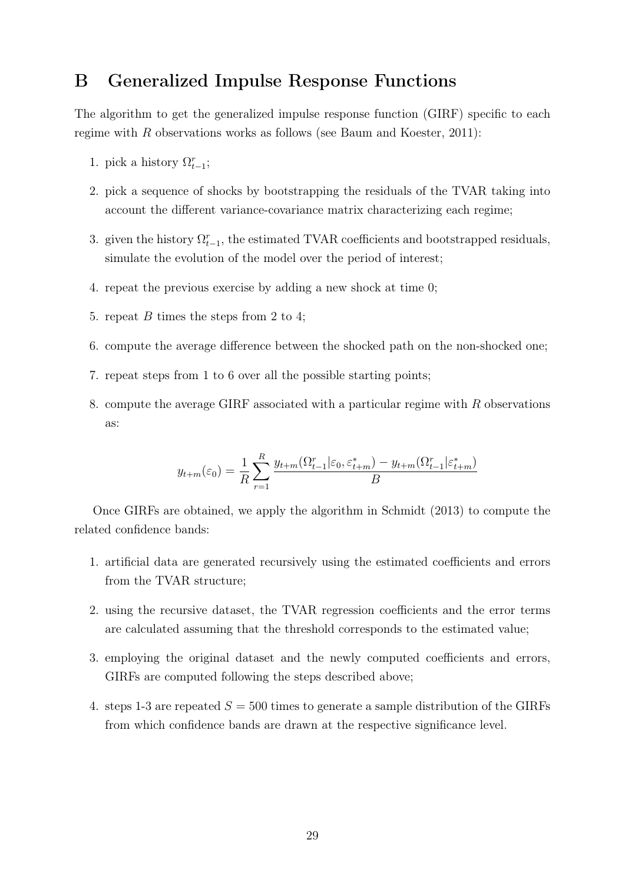# B Generalized Impulse Response Functions

The algorithm to get the generalized impulse response function (GIRF) specific to each regime with $R$ observations works as follows (see Baum and Koester, 2011):

1. pick a history $\Omega^r_{t-1}$;
2. pick a sequence of shocks by bootstrapping the residuals of the TVAR taking into account the different variance-covariance matrix characterizing each regime;
3. given the history $\Omega^r_{t-1}$, the estimated TVAR coefficients and bootstrapped residuals, simulate the evolution of the model over the period of interest;
4. repeat the previous exercise by adding a new shock at time 0;
5. repeat $B$ times the steps from 2 to 4;
6. compute the average difference between the shocked path on the non-shocked one;
7. repeat steps from 1 to 6 over all the possible starting points;
8. compute the average GIRF associated with a particular regime with $R$ observations as:

$$y_{t+m}(\varepsilon_0) = \frac{1}{R}\sum_{r=1}^{R} \frac{y_{t+m}(\Omega^r_{t-1}|\varepsilon_0, \varepsilon^*_{t+m}) - y_{t+m}(\Omega^r_{t-1}|\varepsilon^*_{t+m})}{B}$$

Once GIRFs are obtained, we apply the algorithm in Schmidt (2013) to compute the related confidence bands:

1. artificial data are generated recursively using the estimated coefficients and errors from the TVAR structure;
2. using the recursive dataset, the TVAR regression coefficients and the error terms are calculated assuming that the threshold corresponds to the estimated value;
3. employing the original dataset and the newly computed coefficients and errors, GIRFs are computed following the steps described above;
4. steps 1-3 are repeated $S = 500$ times to generate a sample distribution of the GIRFs from which confidence bands are drawn at the respective significance level.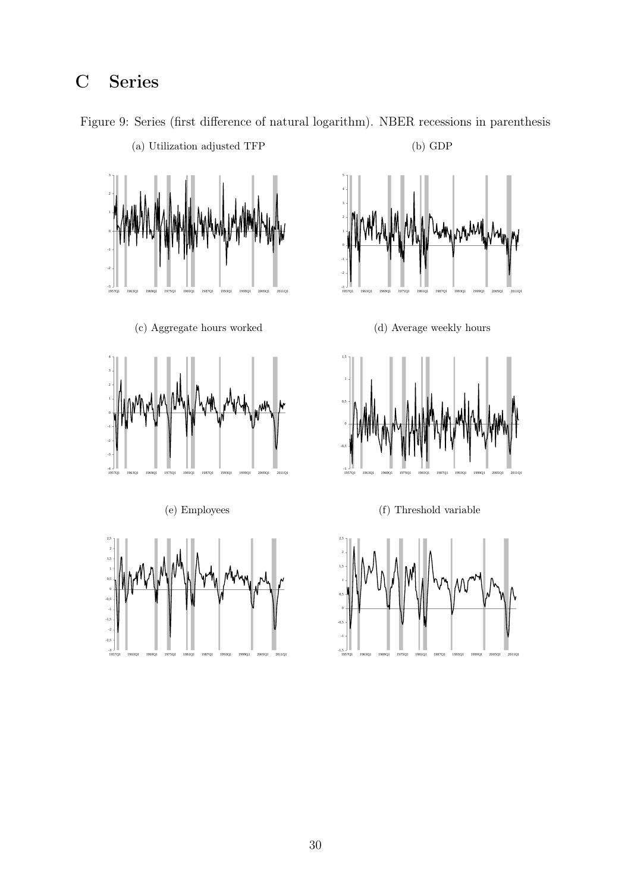# C Series

Figure 9: Series (first difference of natural logarithm). NBER recessions in parenthesis

(a) Utilization adjusted TFP

(b) GDP

(c) Aggregate hours worked

(d) Average weekly hours

(e) Employees

(f) Threshold variable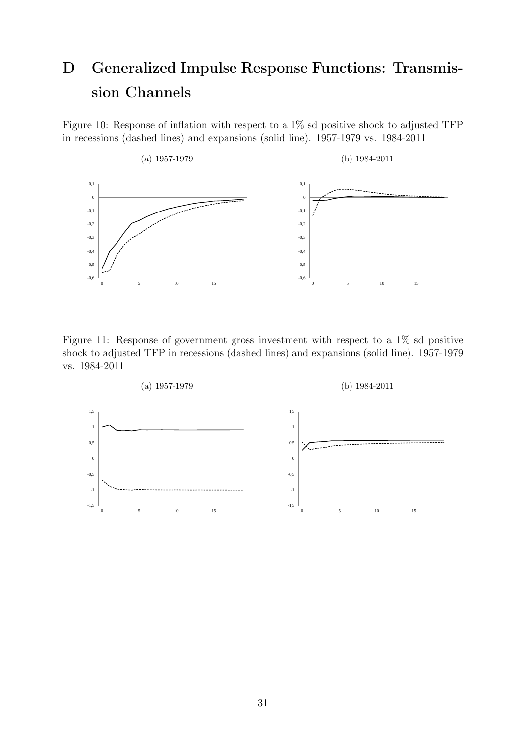# D Generalized Impulse Response Functions: Transmission Channels

Figure 10: Response of inflation with respect to a 1% sd positive shock to adjusted TFP in recessions (dashed lines) and expansions (solid line). 1957-1979 vs. 1984-2011

(a) 1957-1979

(b) 1984-2011

Figure 11: Response of government gross investment with respect to a 1% sd positive shock to adjusted TFP in recessions (dashed lines) and expansions (solid line). 1957-1979 vs. 1984-2011

(a) 1957-1979

(b) 1984-2011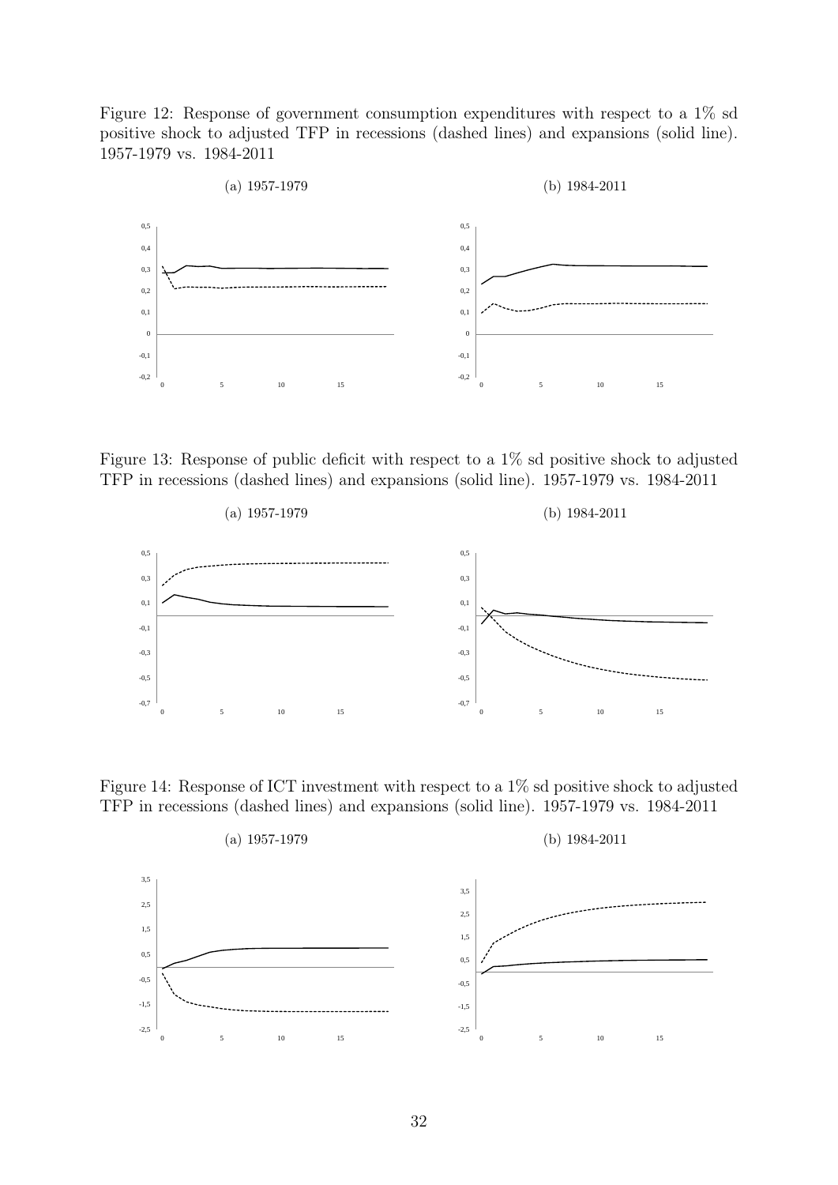Figure 12: Response of government consumption expenditures with respect to a 1% sd positive shock to adjusted TFP in recessions (dashed lines) and expansions (solid line). 1957-1979 vs. 1984-2011

(a) 1957-1979

(b) 1984-2011

Figure 13: Response of public deficit with respect to a 1% sd positive shock to adjusted TFP in recessions (dashed lines) and expansions (solid line). 1957-1979 vs. 1984-2011

(a) 1957-1979

(b) 1984-2011

Figure 14: Response of ICT investment with respect to a 1% sd positive shock to adjusted TFP in recessions (dashed lines) and expansions (solid line). 1957-1979 vs. 1984-2011

(a) 1957-1979

(b) 1984-2011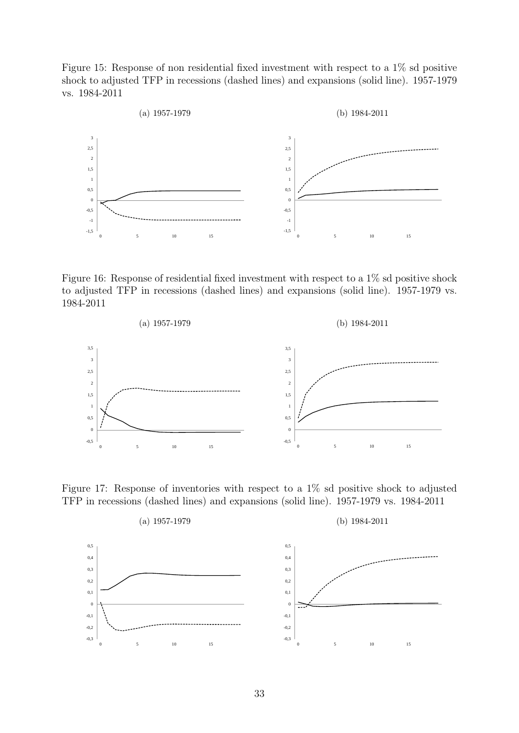Figure 15: Response of non residential fixed investment with respect to a 1% sd positive shock to adjusted TFP in recessions (dashed lines) and expansions (solid line). 1957-1979 vs. 1984-2011

(a) 1957-1979

(b) 1984-2011

Figure 16: Response of residential fixed investment with respect to a 1% sd positive shock to adjusted TFP in recessions (dashed lines) and expansions (solid line). 1957-1979 vs. 1984-2011

(a) 1957-1979

(b) 1984-2011

Figure 17: Response of inventories with respect to a 1% sd positive shock to adjusted TFP in recessions (dashed lines) and expansions (solid line). 1957-1979 vs. 1984-2011

(a) 1957-1979

(b) 1984-2011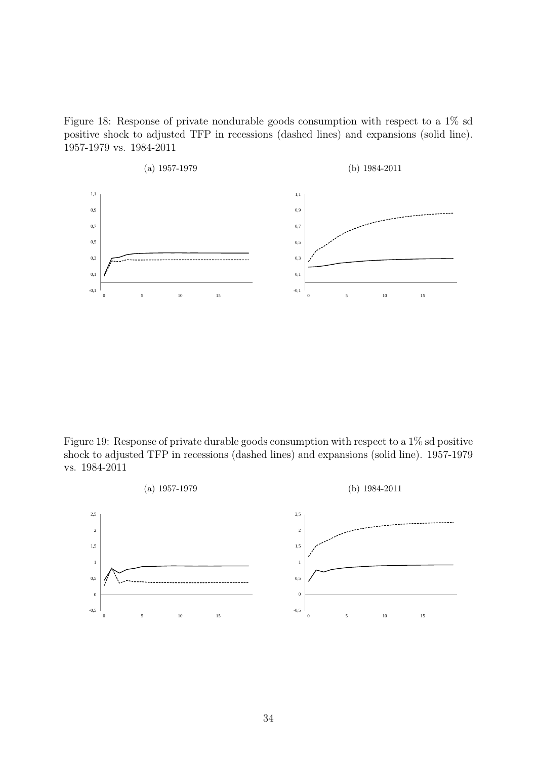Figure 18: Response of private nondurable goods consumption with respect to a 1% sd positive shock to adjusted TFP in recessions (dashed lines) and expansions (solid line). 1957-1979 vs. 1984-2011

(a) 1957-1979

(b) 1984-2011

Figure 19: Response of private durable goods consumption with respect to a 1% sd positive shock to adjusted TFP in recessions (dashed lines) and expansions (solid line). 1957-1979 vs. 1984-2011

(a) 1957-1979

(b) 1984-2011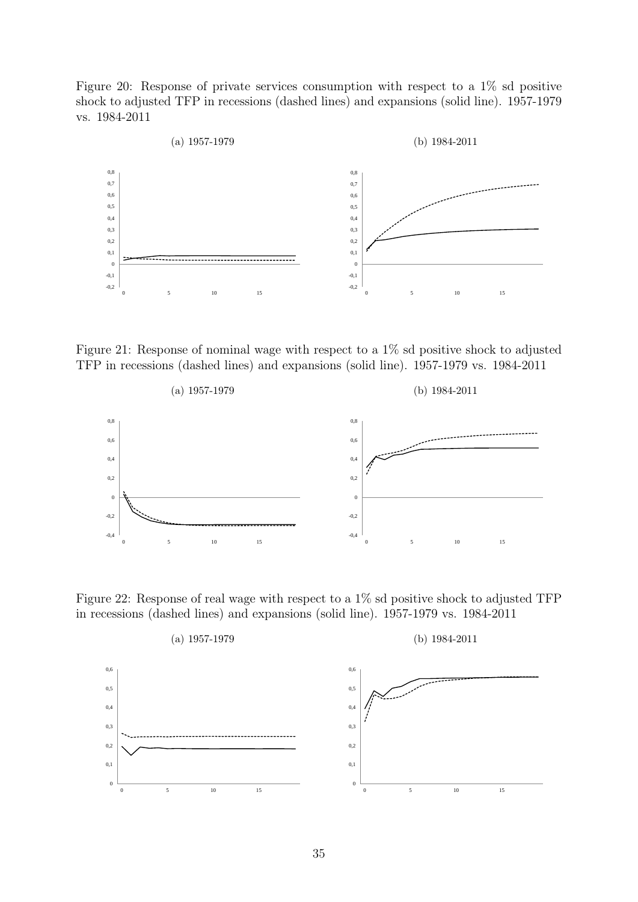Figure 20: Response of private services consumption with respect to a 1% sd positive shock to adjusted TFP in recessions (dashed lines) and expansions (solid line). 1957-1979 vs. 1984-2011

(a) 1957-1979

(b) 1984-2011

Figure 21: Response of nominal wage with respect to a 1% sd positive shock to adjusted TFP in recessions (dashed lines) and expansions (solid line). 1957-1979 vs. 1984-2011

(a) 1957-1979

(b) 1984-2011

Figure 22: Response of real wage with respect to a 1% sd positive shock to adjusted TFP in recessions (dashed lines) and expansions (solid line). 1957-1979 vs. 1984-2011

(a) 1957-1979

(b) 1984-2011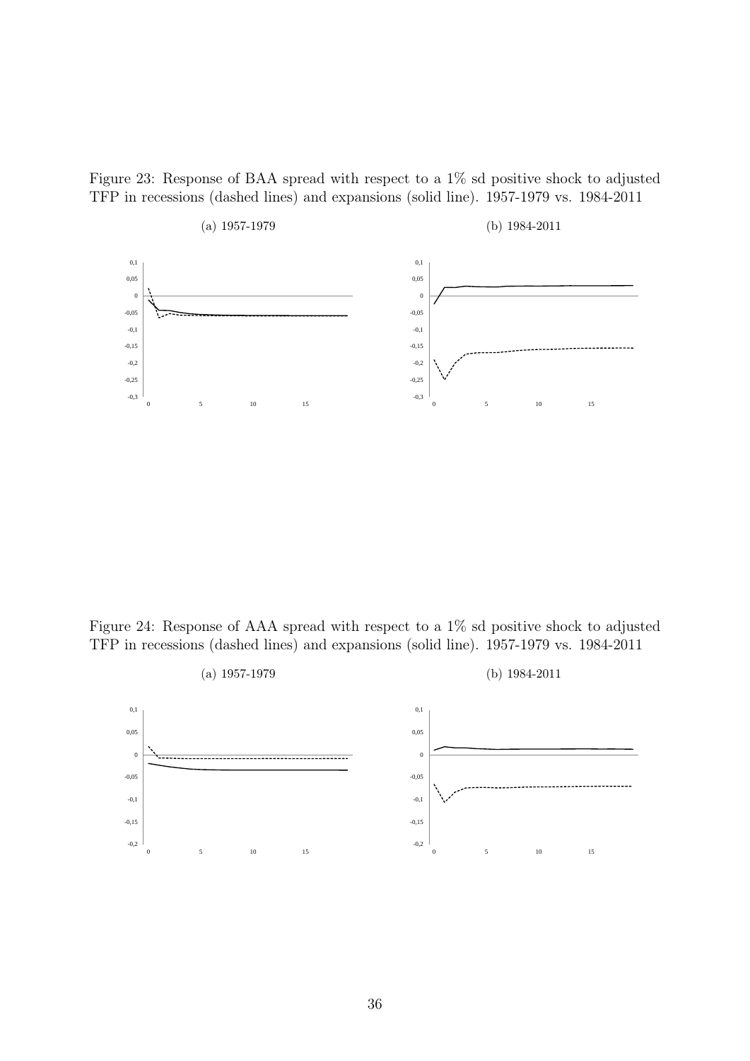Figure 23: Response of BAA spread with respect to a 1% sd positive shock to adjusted TFP in recessions (dashed lines) and expansions (solid line). 1957-1979 vs. 1984-2011

(a) 1957-1979

0,1
0,05
0
-0,05
-0,1
-0,15
-0,2
-0,25
-0,3
0
5
10
15

(b) 1984-2011

0,1
0,05
0
-0,05
-0,1
-0,15
-0,2
-0,25
-0,3
0
5
10
15

Figure 24: Response of AAA spread with respect to a 1% sd positive shock to adjusted TFP in recessions (dashed lines) and expansions (solid line). 1957-1979 vs. 1984-2011

(a) 1957-1979

0,1
0,05
0
-0,05
-0,1
-0,15
-0,2
0
5
10
15

(b) 1984-2011

0,1
0,05
0
-0,05
-0,1
-0,15
-0,2
0
5
10
15